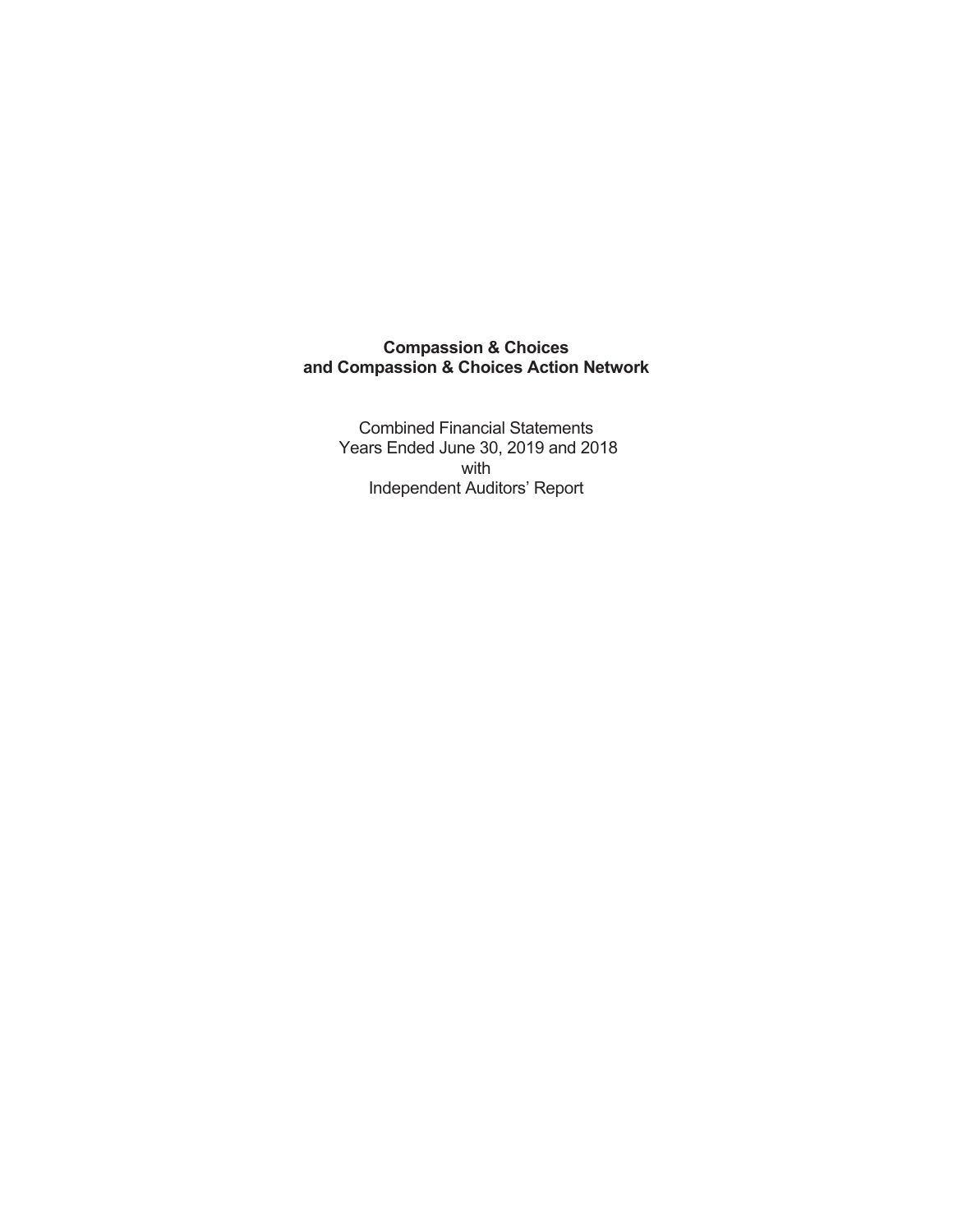**Compassion & Choices**
**and Compassion & Choices Action Network**

Combined Financial Statements
Years Ended June 30, 2019 and 2018
with
Independent Auditors' Report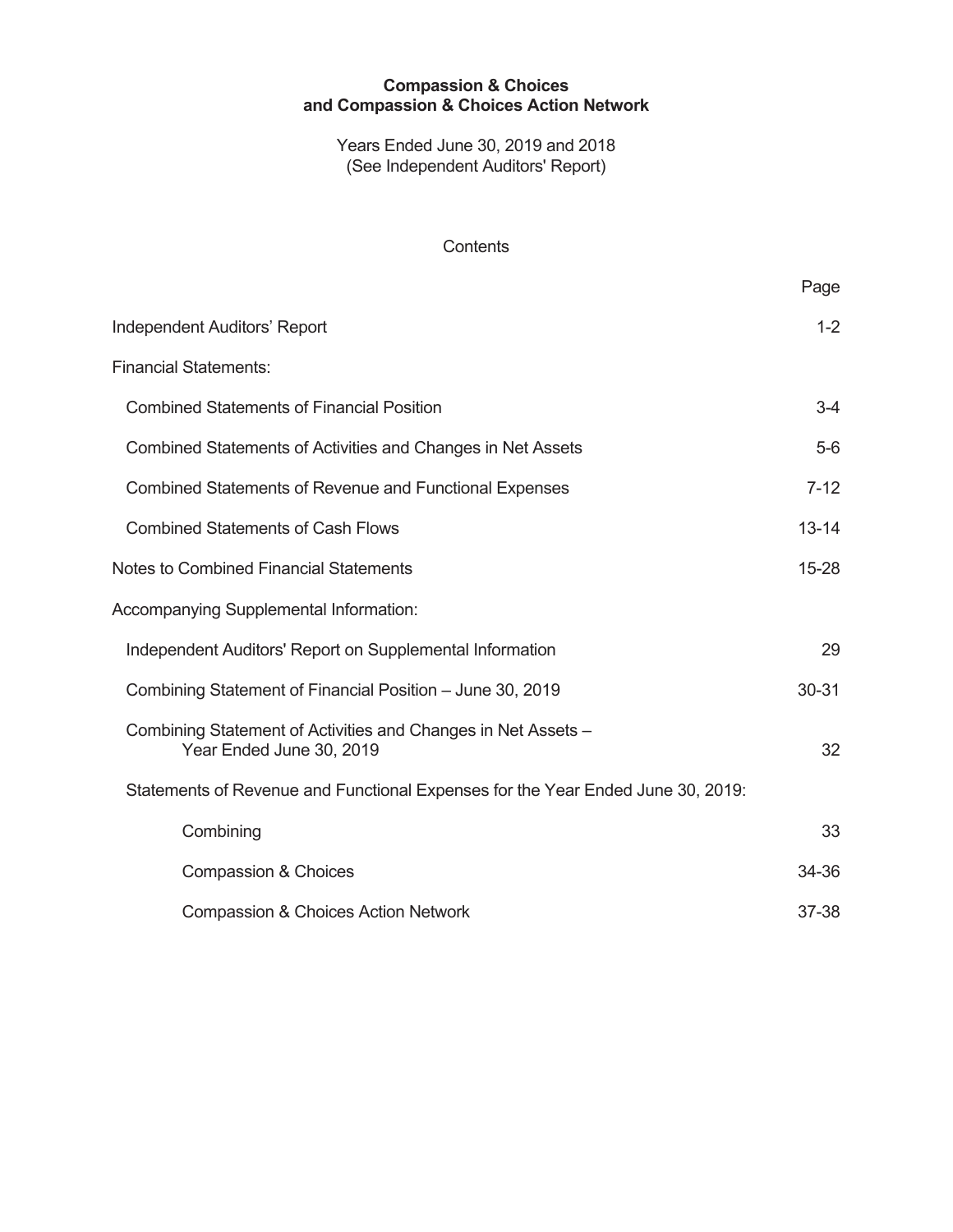**Compassion & Choices**
**and Compassion & Choices Action Network**

Years Ended June 30, 2019 and 2018
(See Independent Auditors' Report)

Contents

| | Page |
|---|---|
| Independent Auditors' Report | 1-2 |
| Financial Statements: | |
| Combined Statements of Financial Position | 3-4 |
| Combined Statements of Activities and Changes in Net Assets | 5-6 |
| Combined Statements of Revenue and Functional Expenses | 7-12 |
| Combined Statements of Cash Flows | 13-14 |
| Notes to Combined Financial Statements | 15-28 |
| Accompanying Supplemental Information: | |
| Independent Auditors' Report on Supplemental Information | 29 |
| Combining Statement of Financial Position – June 30, 2019 | 30-31 |
| Combining Statement of Activities and Changes in Net Assets – Year Ended June 30, 2019 | 32 |
| Statements of Revenue and Functional Expenses for the Year Ended June 30, 2019: | |
| Combining | 33 |
| Compassion & Choices | 34-36 |
| Compassion & Choices Action Network | 37-38 |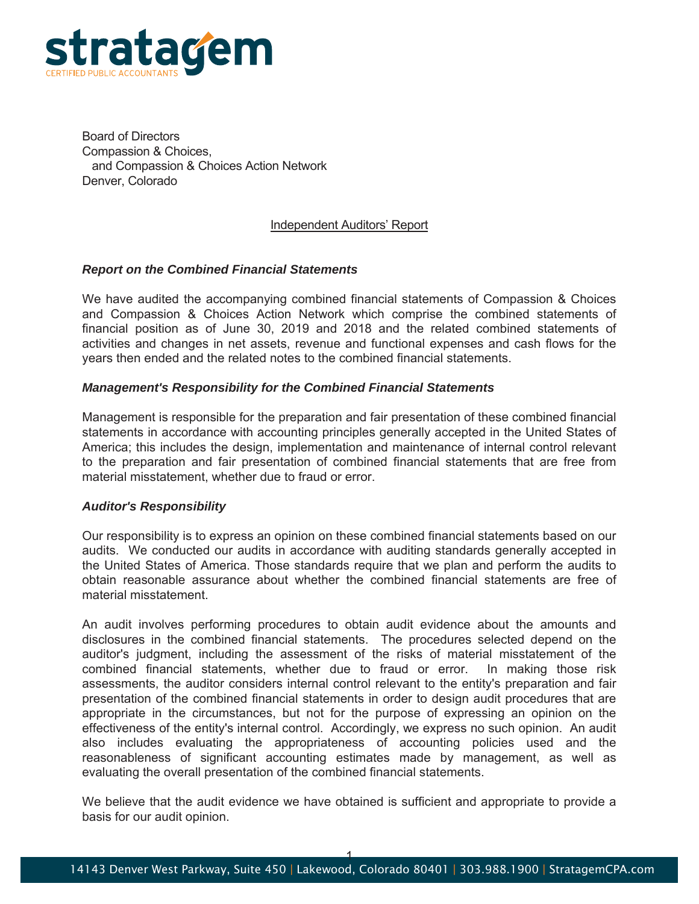Board of Directors
Compassion & Choices,
and Compassion & Choices Action Network
Denver, Colorado

Independent Auditors' Report

***Report on the Combined Financial Statements***

We have audited the accompanying combined financial statements of Compassion & Choices and Compassion & Choices Action Network which comprise the combined statements of financial position as of June 30, 2019 and 2018 and the related combined statements of activities and changes in net assets, revenue and functional expenses and cash flows for the years then ended and the related notes to the combined financial statements.

***Management's Responsibility for the Combined Financial Statements***

Management is responsible for the preparation and fair presentation of these combined financial statements in accordance with accounting principles generally accepted in the United States of America; this includes the design, implementation and maintenance of internal control relevant to the preparation and fair presentation of combined financial statements that are free from material misstatement, whether due to fraud or error.

***Auditor's Responsibility***

Our responsibility is to express an opinion on these combined financial statements based on our audits. We conducted our audits in accordance with auditing standards generally accepted in the United States of America. Those standards require that we plan and perform the audits to obtain reasonable assurance about whether the combined financial statements are free of material misstatement.

An audit involves performing procedures to obtain audit evidence about the amounts and disclosures in the combined financial statements. The procedures selected depend on the auditor's judgment, including the assessment of the risks of material misstatement of the combined financial statements, whether due to fraud or error. In making those risk assessments, the auditor considers internal control relevant to the entity's preparation and fair presentation of the combined financial statements in order to design audit procedures that are appropriate in the circumstances, but not for the purpose of expressing an opinion on the effectiveness of the entity's internal control. Accordingly, we express no such opinion. An audit also includes evaluating the appropriateness of accounting policies used and the reasonableness of significant accounting estimates made by management, as well as evaluating the overall presentation of the combined financial statements.

We believe that the audit evidence we have obtained is sufficient and appropriate to provide a basis for our audit opinion.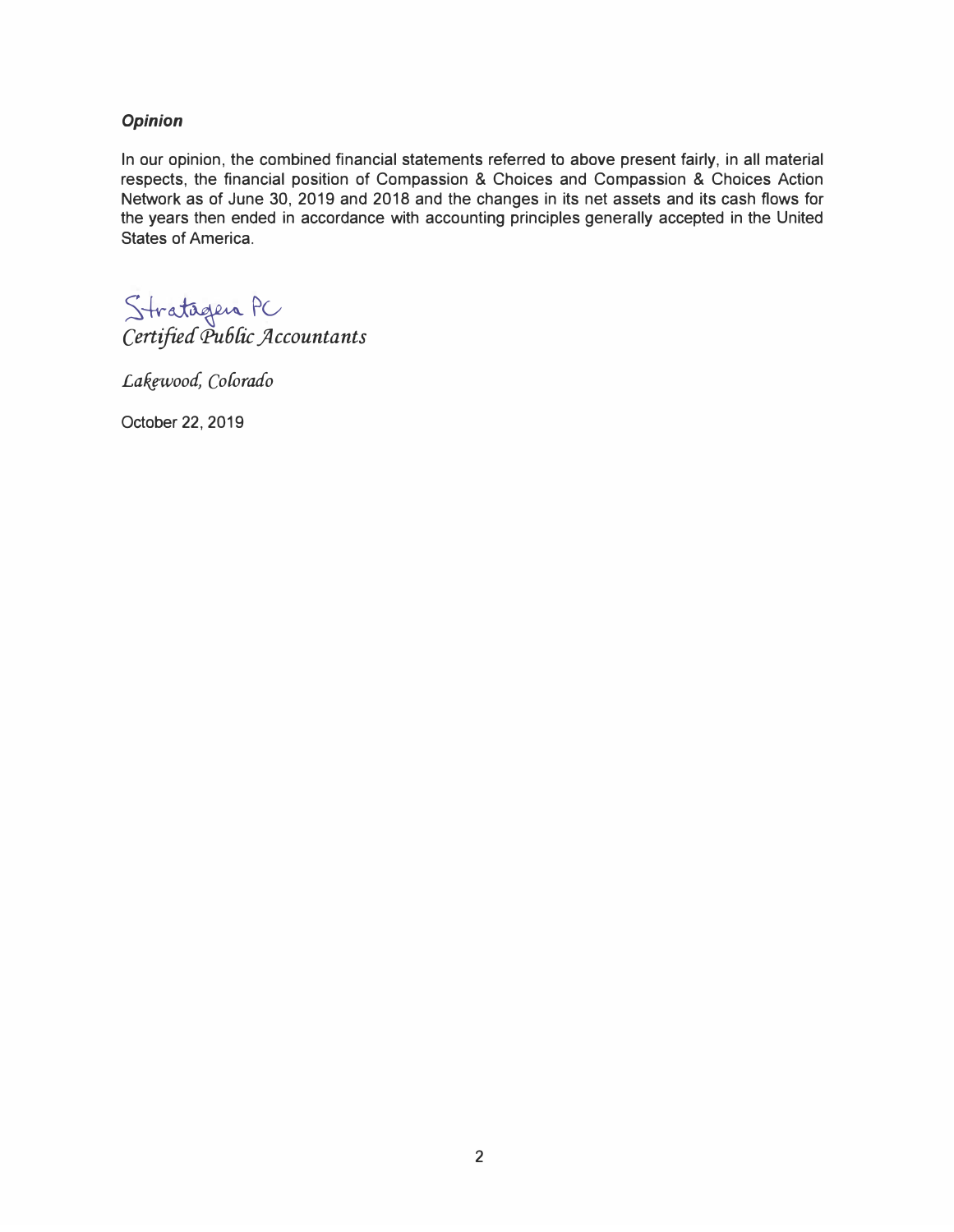***Opinion***

In our opinion, the combined financial statements referred to above present fairly, in all material respects, the financial position of Compassion & Choices and Compassion & Choices Action Network as of June 30, 2019 and 2018 and the changes in its net assets and its cash flows for the years then ended in accordance with accounting principles generally accepted in the United States of America.

Stratagem PC
*Certified Public Accountants*

*Lakewood, Colorado*

October 22, 2019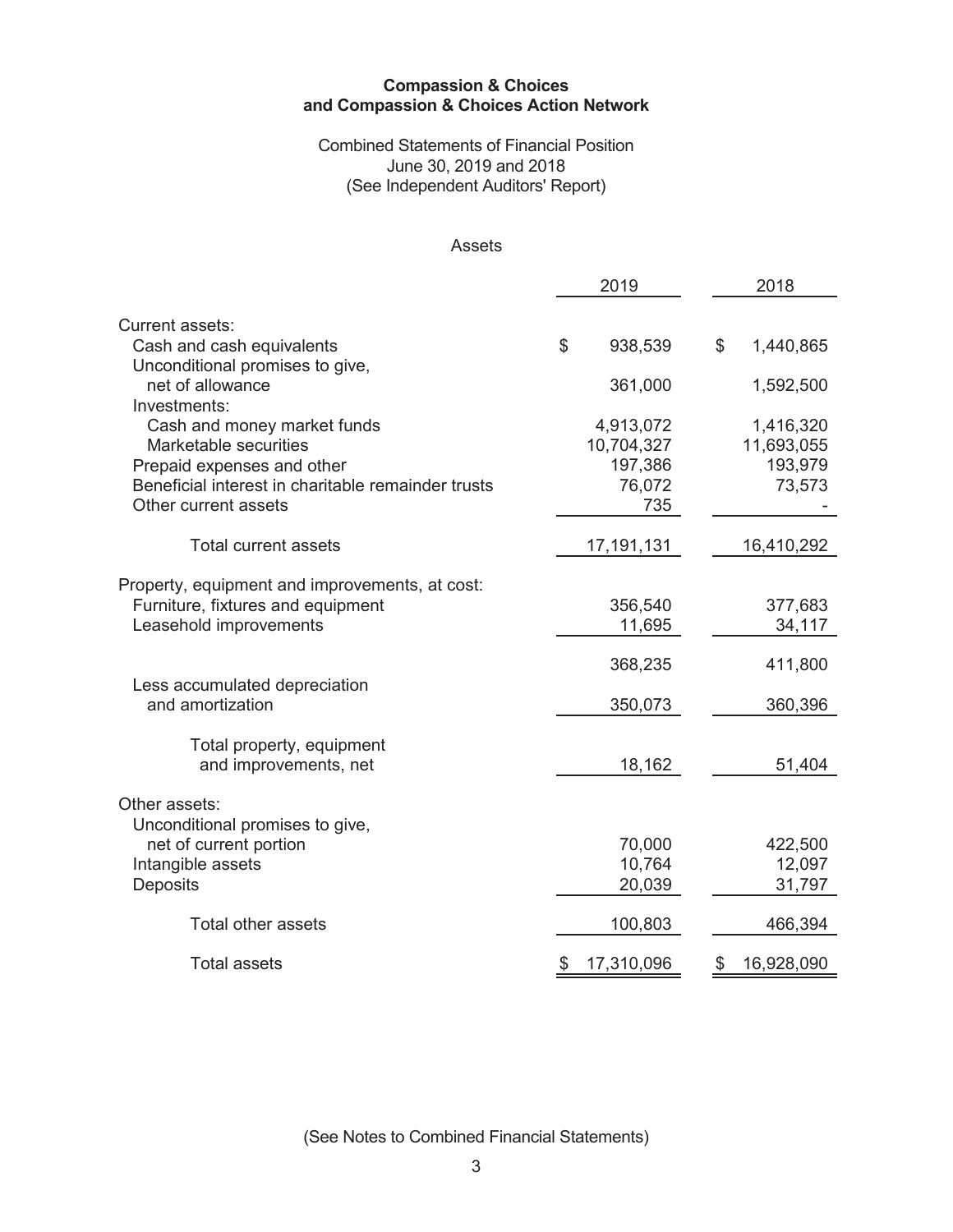**Compassion & Choices and Compassion & Choices Action Network**

Combined Statements of Financial Position
June 30, 2019 and 2018
(See Independent Auditors' Report)

Assets

| | 2019 | 2018 |
|---|---|---|
| Current assets: | | |
| Cash and cash equivalents | $ 938,539 | $ 1,440,865 |
| Unconditional promises to give, net of allowance | 361,000 | 1,592,500 |
| Investments: | | |
| Cash and money market funds | 4,913,072 | 1,416,320 |
| Marketable securities | 10,704,327 | 11,693,055 |
| Prepaid expenses and other | 197,386 | 193,979 |
| Beneficial interest in charitable remainder trusts | 76,072 | 73,573 |
| Other current assets | 735 | - |
| Total current assets | 17,191,131 | 16,410,292 |
| Property, equipment and improvements, at cost: | | |
| Furniture, fixtures and equipment | 356,540 | 377,683 |
| Leasehold improvements | 11,695 | 34,117 |
| | 368,235 | 411,800 |
| Less accumulated depreciation and amortization | 350,073 | 360,396 |
| Total property, equipment and improvements, net | 18,162 | 51,404 |
| Other assets: | | |
| Unconditional promises to give, net of current portion | 70,000 | 422,500 |
| Intangible assets | 10,764 | 12,097 |
| Deposits | 20,039 | 31,797 |
| Total other assets | 100,803 | 466,394 |
| Total assets | $ 17,310,096 | $ 16,928,090 |

(See Notes to Combined Financial Statements)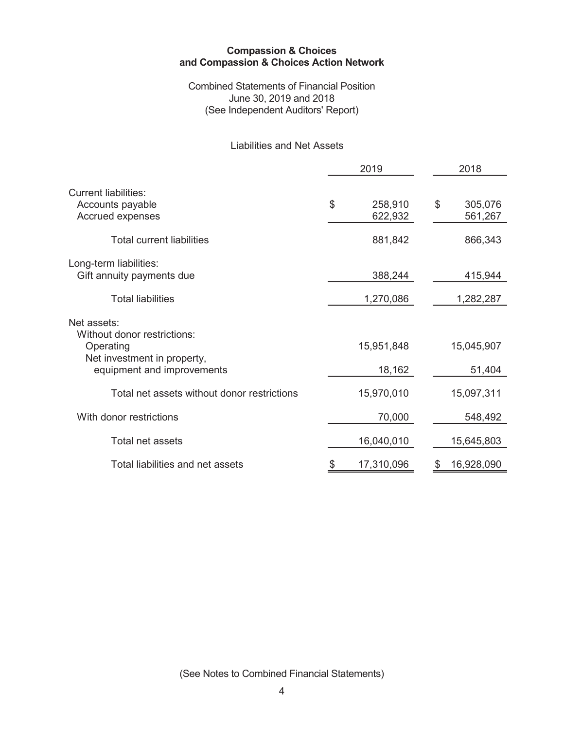**Compassion & Choices**
**and Compassion & Choices Action Network**

Combined Statements of Financial Position
June 30, 2019 and 2018
(See Independent Auditors' Report)

Liabilities and Net Assets

| | 2019 | 2018 |
|---|---|---|
| Current liabilities: | | |
| Accounts payable | $ 258,910 | $ 305,076 |
| Accrued expenses | 622,932 | 561,267 |
| Total current liabilities | 881,842 | 866,343 |
| Long-term liabilities: | | |
| Gift annuity payments due | 388,244 | 415,944 |
| Total liabilities | 1,270,086 | 1,282,287 |
| Net assets: | | |
| Without donor restrictions: | | |
| Operating | 15,951,848 | 15,045,907 |
| Net investment in property, equipment and improvements | 18,162 | 51,404 |
| Total net assets without donor restrictions | 15,970,010 | 15,097,311 |
| With donor restrictions | 70,000 | 548,492 |
| Total net assets | 16,040,010 | 15,645,803 |
| Total liabilities and net assets | $ 17,310,096 | $ 16,928,090 |

(See Notes to Combined Financial Statements)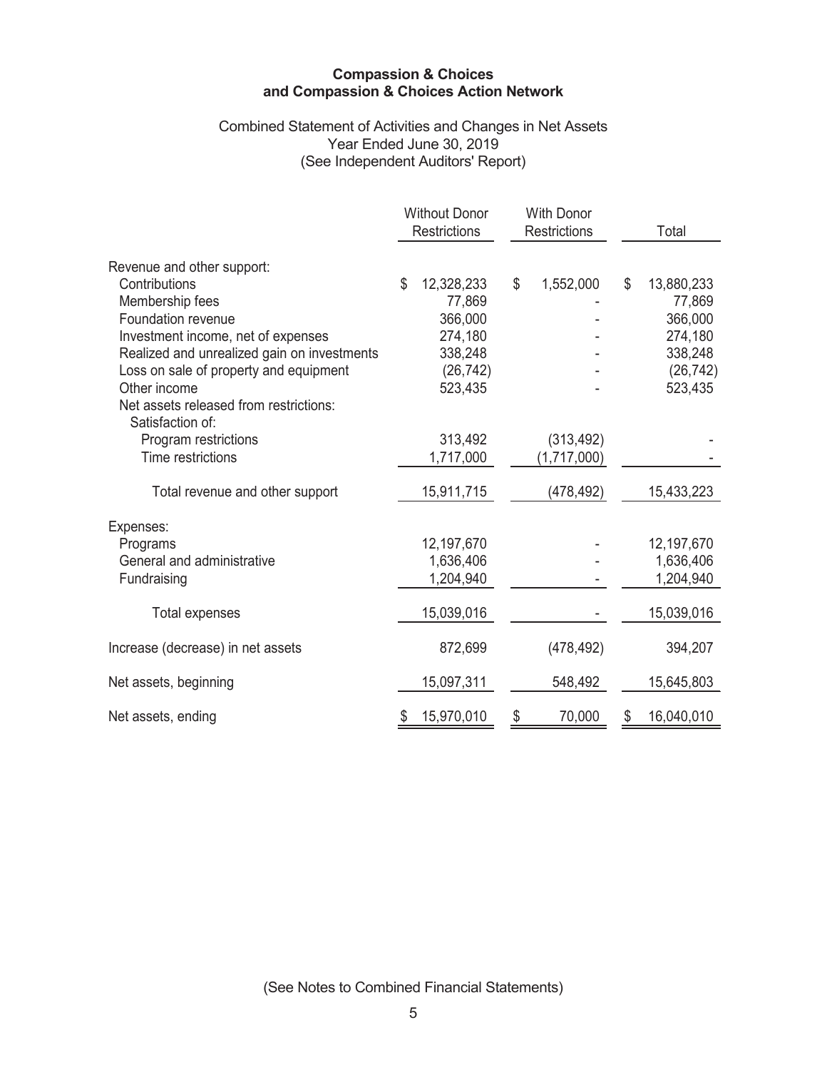**Compassion & Choices**
**and Compassion & Choices Action Network**

Combined Statement of Activities and Changes in Net Assets
Year Ended June 30, 2019
(See Independent Auditors' Report)

| | Without Donor Restrictions | With Donor Restrictions | Total |
|---|---|---|---|
| Revenue and other support: | | | |
| Contributions | $ 12,328,233 | $ 1,552,000 | $ 13,880,233 |
| Membership fees | 77,869 | - | 77,869 |
| Foundation revenue | 366,000 | - | 366,000 |
| Investment income, net of expenses | 274,180 | - | 274,180 |
| Realized and unrealized gain on investments | 338,248 | - | 338,248 |
| Loss on sale of property and equipment | (26,742) | - | (26,742) |
| Other income | 523,435 | - | 523,435 |
| Net assets released from restrictions: | | | |
| Satisfaction of: | | | |
| Program restrictions | 313,492 | (313,492) | - |
| Time restrictions | 1,717,000 | (1,717,000) | - |
| Total revenue and other support | 15,911,715 | (478,492) | 15,433,223 |
| Expenses: | | | |
| Programs | 12,197,670 | - | 12,197,670 |
| General and administrative | 1,636,406 | - | 1,636,406 |
| Fundraising | 1,204,940 | - | 1,204,940 |
| Total expenses | 15,039,016 | - | 15,039,016 |
| Increase (decrease) in net assets | 872,699 | (478,492) | 394,207 |
| Net assets, beginning | 15,097,311 | 548,492 | 15,645,803 |
| Net assets, ending | $ 15,970,010 | $ 70,000 | $ 16,040,010 |

(See Notes to Combined Financial Statements)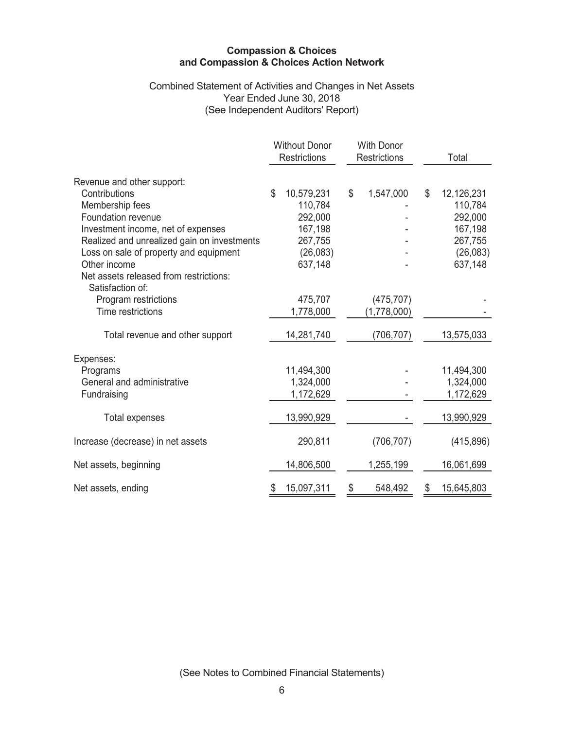**Compassion & Choices**
**and Compassion & Choices Action Network**

Combined Statement of Activities and Changes in Net Assets
Year Ended June 30, 2018
(See Independent Auditors' Report)

| | Without Donor Restrictions | With Donor Restrictions | Total |
|---|---|---|---|
| Revenue and other support: | | | |
| Contributions | $ 10,579,231 | $ 1,547,000 | $ 12,126,231 |
| Membership fees | 110,784 | - | 110,784 |
| Foundation revenue | 292,000 | - | 292,000 |
| Investment income, net of expenses | 167,198 | - | 167,198 |
| Realized and unrealized gain on investments | 267,755 | - | 267,755 |
| Loss on sale of property and equipment | (26,083) | - | (26,083) |
| Other income | 637,148 | - | 637,148 |
| Net assets released from restrictions: | | | |
| Satisfaction of: | | | |
| Program restrictions | 475,707 | (475,707) | - |
| Time restrictions | 1,778,000 | (1,778,000) | - |
| Total revenue and other support | 14,281,740 | (706,707) | 13,575,033 |
| Expenses: | | | |
| Programs | 11,494,300 | - | 11,494,300 |
| General and administrative | 1,324,000 | - | 1,324,000 |
| Fundraising | 1,172,629 | - | 1,172,629 |
| Total expenses | 13,990,929 | - | 13,990,929 |
| Increase (decrease) in net assets | 290,811 | (706,707) | (415,896) |
| Net assets, beginning | 14,806,500 | 1,255,199 | 16,061,699 |
| Net assets, ending | $ 15,097,311 | $ 548,492 | $ 15,645,803 |

(See Notes to Combined Financial Statements)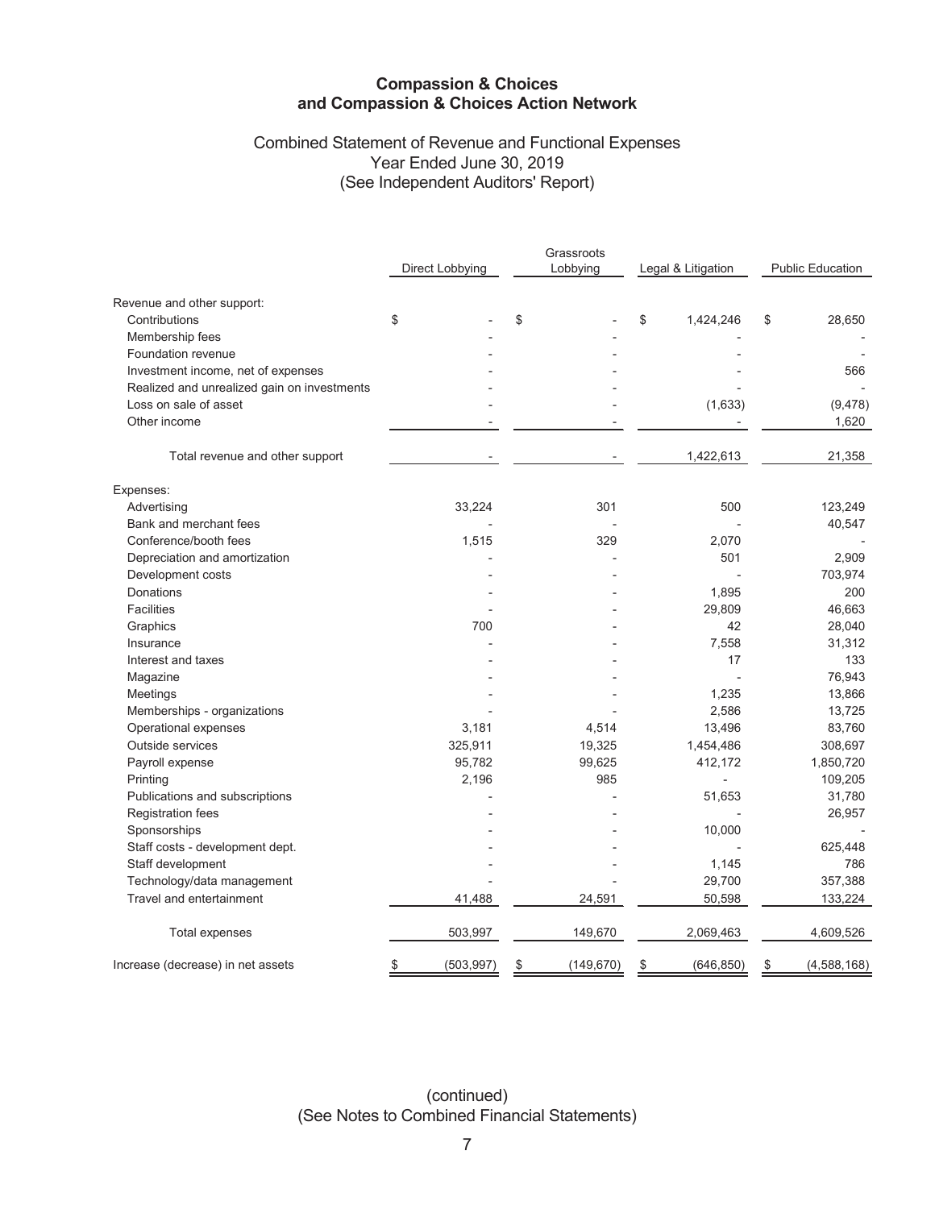# Compassion & Choices and Compassion & Choices Action Network

## Combined Statement of Revenue and Functional Expenses
Year Ended June 30, 2019
(See Independent Auditors' Report)

| | Direct Lobbying | Grassroots Lobbying | Legal & Litigation | Public Education |
|---|---|---|---|---|
| Revenue and other support: | | | | |
| Contributions | $ - | $ - | $ 1,424,246 | $ 28,650 |
| Membership fees | - | - | - | - |
| Foundation revenue | - | - | - | - |
| Investment income, net of expenses | - | - | - | 566 |
| Realized and unrealized gain on investments | - | - | - | - |
| Loss on sale of asset | - | - | (1,633) | (9,478) |
| Other income | - | - | - | 1,620 |
| Total revenue and other support | - | - | 1,422,613 | 21,358 |
| Expenses: | | | | |
| Advertising | 33,224 | 301 | 500 | 123,249 |
| Bank and merchant fees | - | - | - | 40,547 |
| Conference/booth fees | 1,515 | 329 | 2,070 | - |
| Depreciation and amortization | - | - | 501 | 2,909 |
| Development costs | - | - | - | 703,974 |
| Donations | - | - | 1,895 | 200 |
| Facilities | - | - | 29,809 | 46,663 |
| Graphics | 700 | - | 42 | 28,040 |
| Insurance | - | - | 7,558 | 31,312 |
| Interest and taxes | - | - | 17 | 133 |
| Magazine | - | - | - | 76,943 |
| Meetings | - | - | 1,235 | 13,866 |
| Memberships - organizations | - | - | 2,586 | 13,725 |
| Operational expenses | 3,181 | 4,514 | 13,496 | 83,760 |
| Outside services | 325,911 | 19,325 | 1,454,486 | 308,697 |
| Payroll expense | 95,782 | 99,625 | 412,172 | 1,850,720 |
| Printing | 2,196 | 985 | - | 109,205 |
| Publications and subscriptions | - | - | 51,653 | 31,780 |
| Registration fees | - | - | - | 26,957 |
| Sponsorships | - | - | 10,000 | - |
| Staff costs - development dept. | - | - | - | 625,448 |
| Staff development | - | - | 1,145 | 786 |
| Technology/data management | - | - | 29,700 | 357,388 |
| Travel and entertainment | 41,488 | 24,591 | 50,598 | 133,224 |
| Total expenses | 503,997 | 149,670 | 2,069,463 | 4,609,526 |
| Increase (decrease) in net assets | $ (503,997) | $ (149,670) | $ (646,850) | $ (4,588,168) |

(continued)
(See Notes to Combined Financial Statements)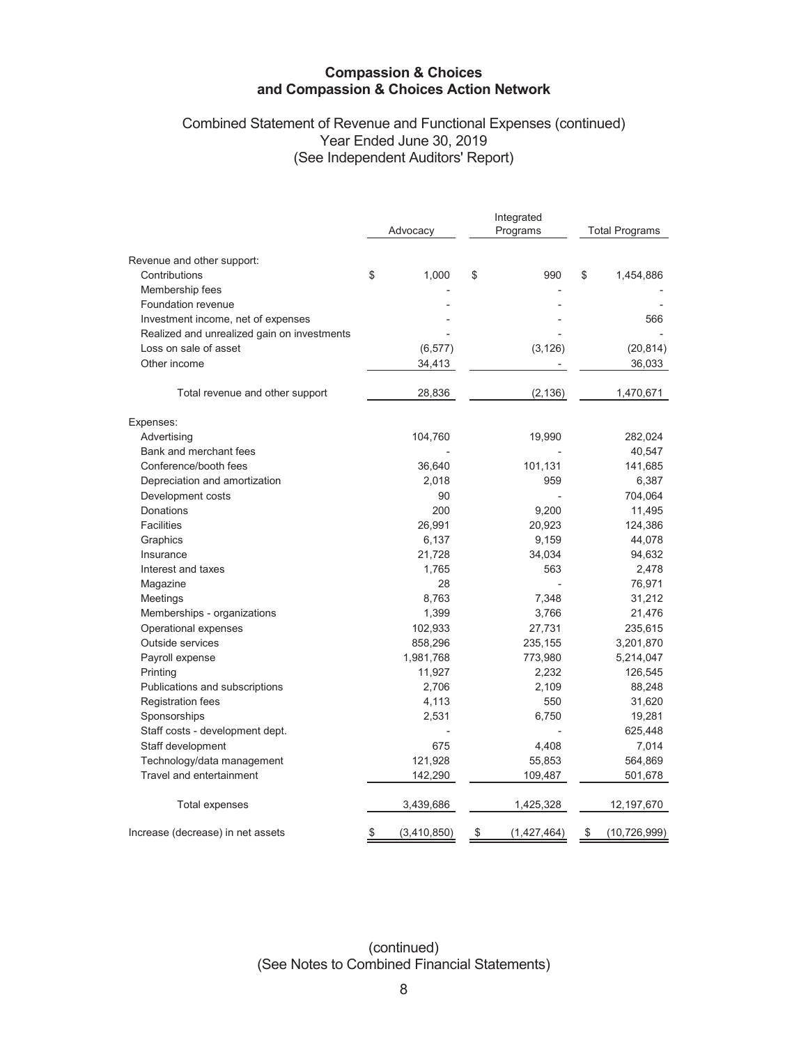# Compassion & Choices and Compassion & Choices Action Network

## Combined Statement of Revenue and Functional Expenses (continued)
Year Ended June 30, 2019
(See Independent Auditors' Report)

| | Advocacy | Integrated Programs | Total Programs |
|---|---|---|---|
| Revenue and other support: | | | |
| Contributions | $ 1,000 | $ 990 | $ 1,454,886 |
| Membership fees | - | - | - |
| Foundation revenue | - | - | - |
| Investment income, net of expenses | - | - | 566 |
| Realized and unrealized gain on investments | - | - | - |
| Loss on sale of asset | (6,577) | (3,126) | (20,814) |
| Other income | 34,413 | - | 36,033 |
| Total revenue and other support | 28,836 | (2,136) | 1,470,671 |
| Expenses: | | | |
| Advertising | 104,760 | 19,990 | 282,024 |
| Bank and merchant fees | - | - | 40,547 |
| Conference/booth fees | 36,640 | 101,131 | 141,685 |
| Depreciation and amortization | 2,018 | 959 | 6,387 |
| Development costs | 90 | - | 704,064 |
| Donations | 200 | 9,200 | 11,495 |
| Facilities | 26,991 | 20,923 | 124,386 |
| Graphics | 6,137 | 9,159 | 44,078 |
| Insurance | 21,728 | 34,034 | 94,632 |
| Interest and taxes | 1,765 | 563 | 2,478 |
| Magazine | 28 | - | 76,971 |
| Meetings | 8,763 | 7,348 | 31,212 |
| Memberships - organizations | 1,399 | 3,766 | 21,476 |
| Operational expenses | 102,933 | 27,731 | 235,615 |
| Outside services | 858,296 | 235,155 | 3,201,870 |
| Payroll expense | 1,981,768 | 773,980 | 5,214,047 |
| Printing | 11,927 | 2,232 | 126,545 |
| Publications and subscriptions | 2,706 | 2,109 | 88,248 |
| Registration fees | 4,113 | 550 | 31,620 |
| Sponsorships | 2,531 | 6,750 | 19,281 |
| Staff costs - development dept. | - | - | 625,448 |
| Staff development | 675 | 4,408 | 7,014 |
| Technology/data management | 121,928 | 55,853 | 564,869 |
| Travel and entertainment | 142,290 | 109,487 | 501,678 |
| Total expenses | 3,439,686 | 1,425,328 | 12,197,670 |
| Increase (decrease) in net assets | $ (3,410,850) | $ (1,427,464) | $ (10,726,999) |

(continued)
(See Notes to Combined Financial Statements)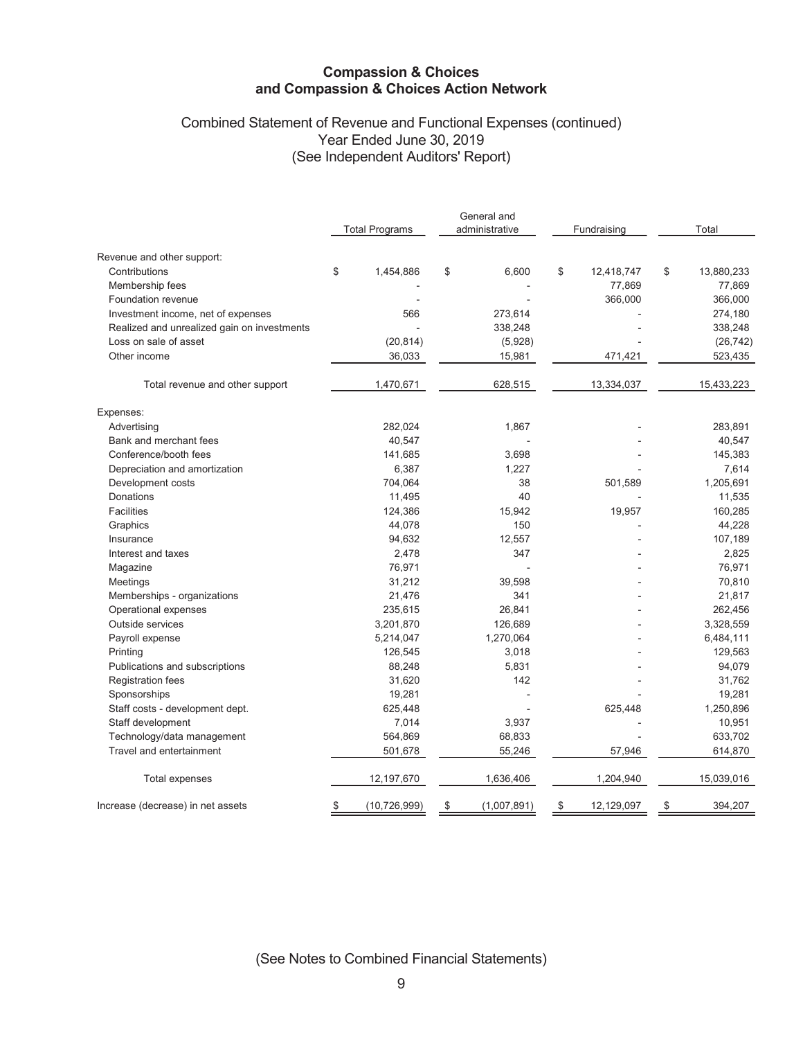## Compassion & Choices and Compassion & Choices Action Network

### Combined Statement of Revenue and Functional Expenses (continued)
### Year Ended June 30, 2019
### (See Independent Auditors' Report)

| | Total Programs | General and administrative | Fundraising | Total |
|---|---|---|---|---|
| Revenue and other support: | | | | |
| Contributions | $ 1,454,886 | $ 6,600 | $ 12,418,747 | $ 13,880,233 |
| Membership fees | - | - | 77,869 | 77,869 |
| Foundation revenue | - | - | 366,000 | 366,000 |
| Investment income, net of expenses | 566 | 273,614 | - | 274,180 |
| Realized and unrealized gain on investments | - | 338,248 | - | 338,248 |
| Loss on sale of asset | (20,814) | (5,928) | - | (26,742) |
| Other income | 36,033 | 15,981 | 471,421 | 523,435 |
| Total revenue and other support | 1,470,671 | 628,515 | 13,334,037 | 15,433,223 |
| Expenses: | | | | |
| Advertising | 282,024 | 1,867 | - | 283,891 |
| Bank and merchant fees | 40,547 | - | - | 40,547 |
| Conference/booth fees | 141,685 | 3,698 | - | 145,383 |
| Depreciation and amortization | 6,387 | 1,227 | - | 7,614 |
| Development costs | 704,064 | 38 | 501,589 | 1,205,691 |
| Donations | 11,495 | 40 | - | 11,535 |
| Facilities | 124,386 | 15,942 | 19,957 | 160,285 |
| Graphics | 44,078 | 150 | - | 44,228 |
| Insurance | 94,632 | 12,557 | - | 107,189 |
| Interest and taxes | 2,478 | 347 | - | 2,825 |
| Magazine | 76,971 | - | - | 76,971 |
| Meetings | 31,212 | 39,598 | - | 70,810 |
| Memberships - organizations | 21,476 | 341 | - | 21,817 |
| Operational expenses | 235,615 | 26,841 | - | 262,456 |
| Outside services | 3,201,870 | 126,689 | - | 3,328,559 |
| Payroll expense | 5,214,047 | 1,270,064 | - | 6,484,111 |
| Printing | 126,545 | 3,018 | - | 129,563 |
| Publications and subscriptions | 88,248 | 5,831 | - | 94,079 |
| Registration fees | 31,620 | 142 | - | 31,762 |
| Sponsorships | 19,281 | - | - | 19,281 |
| Staff costs - development dept. | 625,448 | - | 625,448 | 1,250,896 |
| Staff development | 7,014 | 3,937 | - | 10,951 |
| Technology/data management | 564,869 | 68,833 | - | 633,702 |
| Travel and entertainment | 501,678 | 55,246 | 57,946 | 614,870 |
| Total expenses | 12,197,670 | 1,636,406 | 1,204,940 | 15,039,016 |
| Increase (decrease) in net assets | $ (10,726,999) | $ (1,007,891) | $ 12,129,097 | $ 394,207 |

(See Notes to Combined Financial Statements)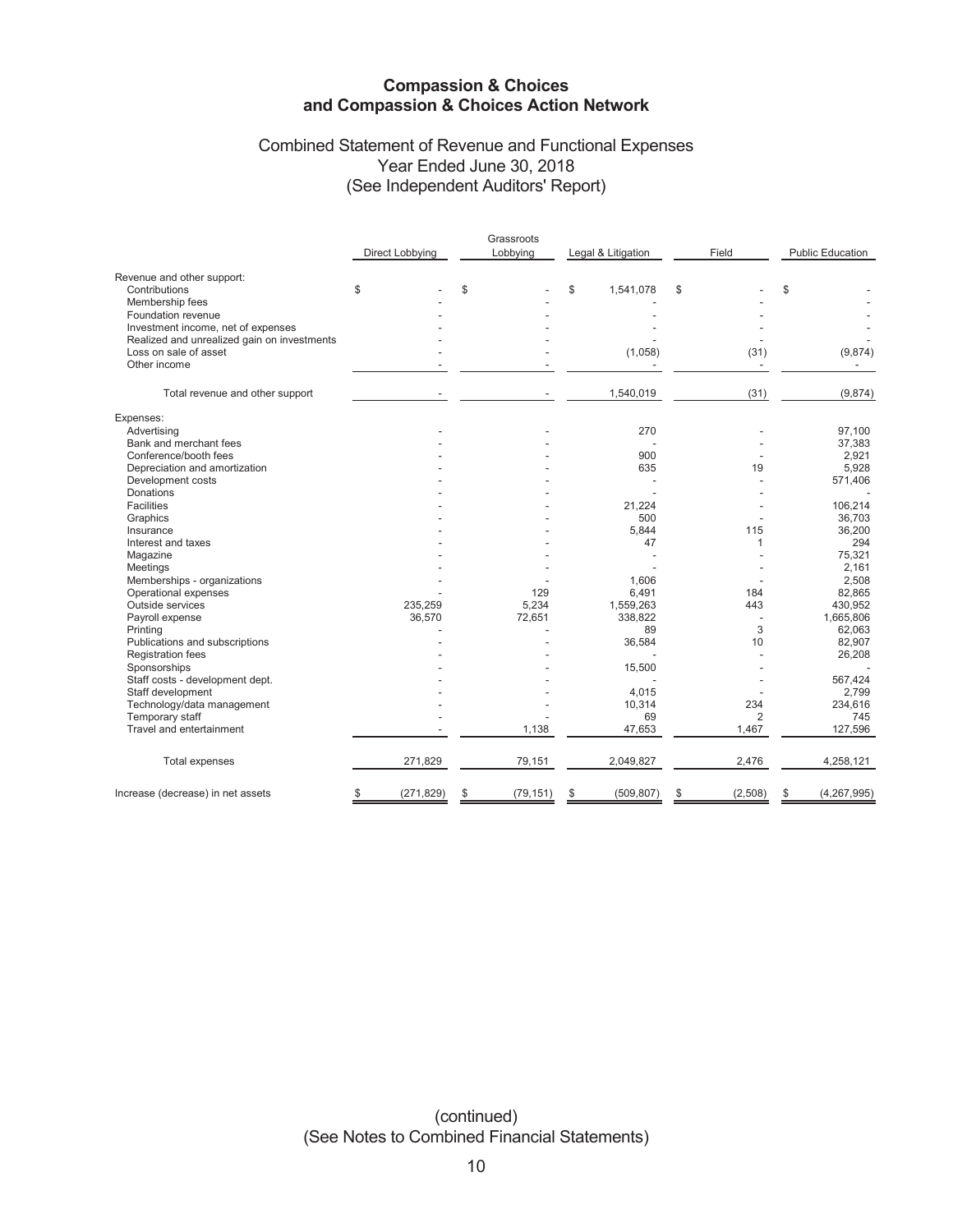# Compassion & Choices and Compassion & Choices Action Network

## Combined Statement of Revenue and Functional Expenses
### Year Ended June 30, 2018
### (See Independent Auditors' Report)

| | Direct Lobbying | Grassroots Lobbying | Legal & Litigation | Field | Public Education |
|---|---|---|---|---|---|
| Revenue and other support: | | | | | |
| Contributions | $ - | $ - | $ 1,541,078 | $ - | $ - |
| Membership fees | - | - | - | - | - |
| Foundation revenue | - | - | - | - | - |
| Investment income, net of expenses | - | - | - | - | - |
| Realized and unrealized gain on investments | - | - | - | - | - |
| Loss on sale of asset | - | - | (1,058) | (31) | (9,874) |
| Other income | - | - | - | - | - |
| Total revenue and other support | - | - | 1,540,019 | (31) | (9,874) |
| Expenses: | | | | | |
| Advertising | - | - | 270 | - | 97,100 |
| Bank and merchant fees | - | - | - | - | 37,383 |
| Conference/booth fees | - | - | 900 | - | 2,921 |
| Depreciation and amortization | - | - | 635 | 19 | 5,928 |
| Development costs | - | - | - | - | 571,406 |
| Donations | - | - | - | - | - |
| Facilities | - | - | 21,224 | - | 106,214 |
| Graphics | - | - | 500 | - | 36,703 |
| Insurance | - | - | 5,844 | 115 | 36,200 |
| Interest and taxes | - | - | 47 | 1 | 294 |
| Magazine | - | - | - | - | 75,321 |
| Meetings | - | - | - | - | 2,161 |
| Memberships - organizations | - | - | 1,606 | - | 2,508 |
| Operational expenses | - | 129 | 6,491 | 184 | 82,865 |
| Outside services | 235,259 | 5,234 | 1,559,263 | 443 | 430,952 |
| Payroll expense | 36,570 | 72,651 | 338,822 | - | 1,665,806 |
| Printing | - | - | 89 | 3 | 62,063 |
| Publications and subscriptions | - | - | 36,584 | 10 | 82,907 |
| Registration fees | - | - | - | - | 26,208 |
| Sponsorships | - | - | 15,500 | - | - |
| Staff costs - development dept. | - | - | - | - | 567,424 |
| Staff development | - | - | 4,015 | - | 2,799 |
| Technology/data management | - | - | 10,314 | 234 | 234,616 |
| Temporary staff | - | - | 69 | 2 | 745 |
| Travel and entertainment | - | 1,138 | 47,653 | 1,467 | 127,596 |
| Total expenses | 271,829 | 79,151 | 2,049,827 | 2,476 | 4,258,121 |
| Increase (decrease) in net assets | $ (271,829) | $ (79,151) | $ (509,807) | $ (2,508) | $ (4,267,995) |

(continued)
(See Notes to Combined Financial Statements)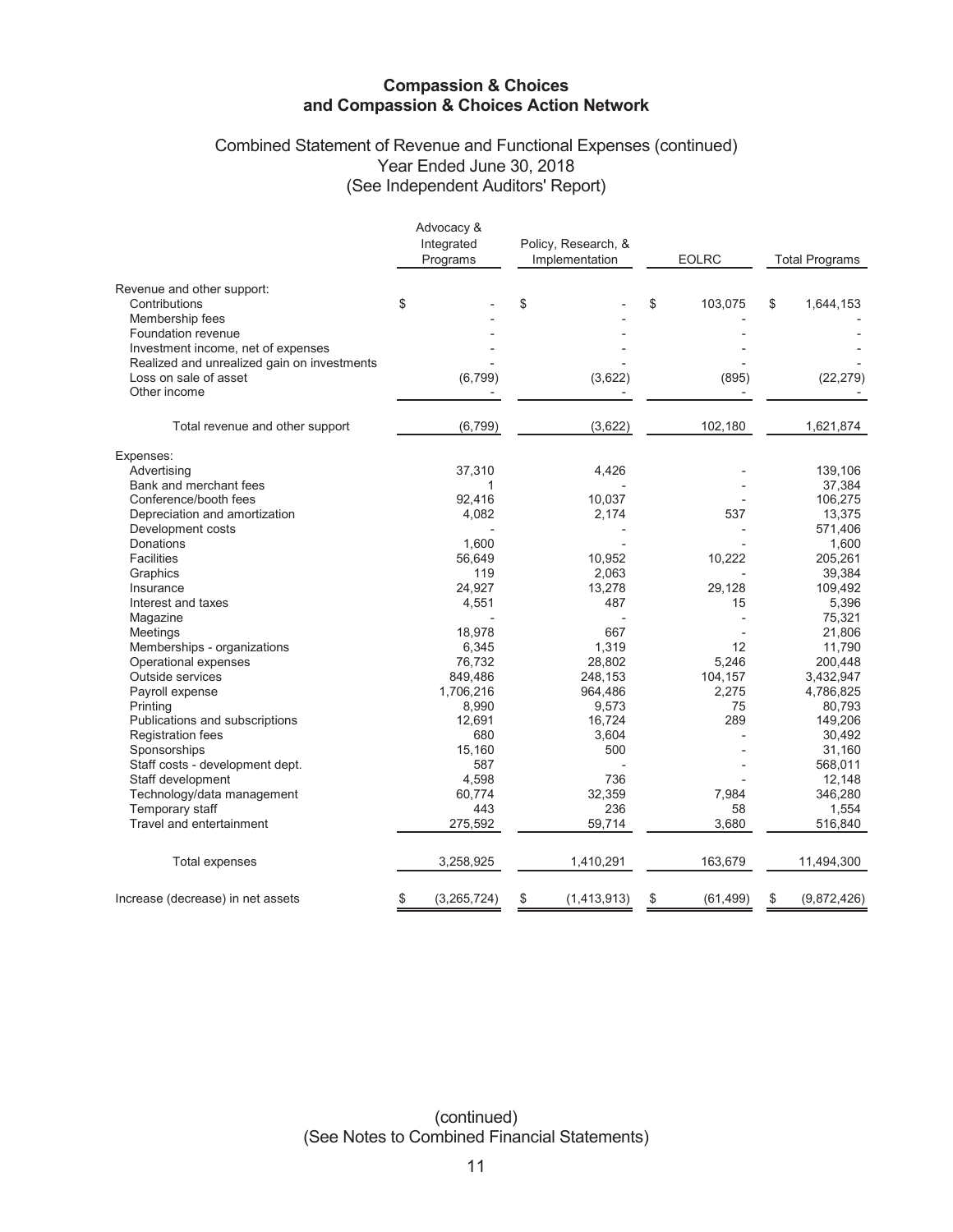## Compassion & Choices and Compassion & Choices Action Network

### Combined Statement of Revenue and Functional Expenses (continued)
### Year Ended June 30, 2018
### (See Independent Auditors' Report)

| | Advocacy & Integrated Programs | Policy, Research, & Implementation | EOLRC | Total Programs |
|---|---|---|---|---|
| Revenue and other support: | | | | |
| Contributions | $ - | $ - | $ 103,075 | $ 1,644,153 |
| Membership fees | - | - | - | - |
| Foundation revenue | - | - | - | - |
| Investment income, net of expenses | - | - | - | - |
| Realized and unrealized gain on investments | - | - | - | - |
| Loss on sale of asset | (6,799) | (3,622) | (895) | (22,279) |
| Other income | - | - | - | - |
| Total revenue and other support | (6,799) | (3,622) | 102,180 | 1,621,874 |
| Expenses: | | | | |
| Advertising | 37,310 | 4,426 | - | 139,106 |
| Bank and merchant fees | 1 | - | - | 37,384 |
| Conference/booth fees | 92,416 | 10,037 | - | 106,275 |
| Depreciation and amortization | 4,082 | 2,174 | 537 | 13,375 |
| Development costs | - | - | - | 571,406 |
| Donations | 1,600 | - | - | 1,600 |
| Facilities | 56,649 | 10,952 | 10,222 | 205,261 |
| Graphics | 119 | 2,063 | - | 39,384 |
| Insurance | 24,927 | 13,278 | 29,128 | 109,492 |
| Interest and taxes | 4,551 | 487 | 15 | 5,396 |
| Magazine | - | - | - | 75,321 |
| Meetings | 18,978 | 667 | - | 21,806 |
| Memberships - organizations | 6,345 | 1,319 | 12 | 11,790 |
| Operational expenses | 76,732 | 28,802 | 5,246 | 200,448 |
| Outside services | 849,486 | 248,153 | 104,157 | 3,432,947 |
| Payroll expense | 1,706,216 | 964,486 | 2,275 | 4,786,825 |
| Printing | 8,990 | 9,573 | 75 | 80,793 |
| Publications and subscriptions | 12,691 | 16,724 | 289 | 149,206 |
| Registration fees | 680 | 3,604 | - | 30,492 |
| Sponsorships | 15,160 | 500 | - | 31,160 |
| Staff costs - development dept. | 587 | - | - | 568,011 |
| Staff development | 4,598 | 736 | - | 12,148 |
| Technology/data management | 60,774 | 32,359 | 7,984 | 346,280 |
| Temporary staff | 443 | 236 | 58 | 1,554 |
| Travel and entertainment | 275,592 | 59,714 | 3,680 | 516,840 |
| Total expenses | 3,258,925 | 1,410,291 | 163,679 | 11,494,300 |
| Increase (decrease) in net assets | $ (3,265,724) | $ (1,413,913) | $ (61,499) | $ (9,872,426) |

(continued)
(See Notes to Combined Financial Statements)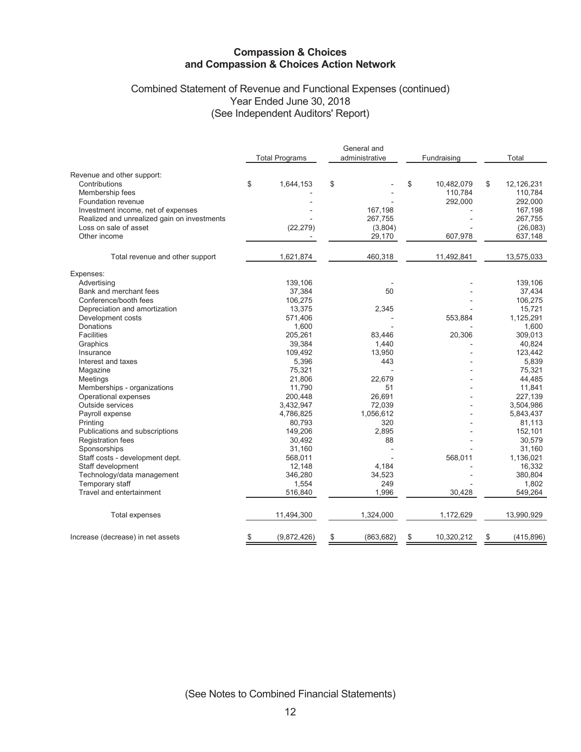# Compassion & Choices and Compassion & Choices Action Network

## Combined Statement of Revenue and Functional Expenses (continued)
### Year Ended June 30, 2018
### (See Independent Auditors' Report)

| | Total Programs | General and administrative | Fundraising | Total |
|---|---|---|---|---|
| Revenue and other support: | | | | |
| Contributions | $ 1,644,153 | $ - | $ 10,482,079 | $ 12,126,231 |
| Membership fees | - | - | 110,784 | 110,784 |
| Foundation revenue | - | - | 292,000 | 292,000 |
| Investment income, net of expenses | - | 167,198 | - | 167,198 |
| Realized and unrealized gain on investments | - | 267,755 | - | 267,755 |
| Loss on sale of asset | (22,279) | (3,804) | - | (26,083) |
| Other income | - | 29,170 | 607,978 | 637,148 |
| Total revenue and other support | 1,621,874 | 460,318 | 11,492,841 | 13,575,033 |
| Expenses: | | | | |
| Advertising | 139,106 | - | - | 139,106 |
| Bank and merchant fees | 37,384 | 50 | - | 37,434 |
| Conference/booth fees | 106,275 | | - | 106,275 |
| Depreciation and amortization | 13,375 | 2,345 | - | 15,721 |
| Development costs | 571,406 | - | 553,884 | 1,125,291 |
| Donations | 1,600 | - | - | 1,600 |
| Facilities | 205,261 | 83,446 | 20,306 | 309,013 |
| Graphics | 39,384 | 1,440 | - | 40,824 |
| Insurance | 109,492 | 13,950 | - | 123,442 |
| Interest and taxes | 5,396 | 443 | - | 5,839 |
| Magazine | 75,321 | - | - | 75,321 |
| Meetings | 21,806 | 22,679 | - | 44,485 |
| Memberships - organizations | 11,790 | 51 | - | 11,841 |
| Operational expenses | 200,448 | 26,691 | - | 227,139 |
| Outside services | 3,432,947 | 72,039 | - | 3,504,986 |
| Payroll expense | 4,786,825 | 1,056,612 | - | 5,843,437 |
| Printing | 80,793 | 320 | - | 81,113 |
| Publications and subscriptions | 149,206 | 2,895 | - | 152,101 |
| Registration fees | 30,492 | 88 | - | 30,579 |
| Sponsorships | 31,160 | - | - | 31,160 |
| Staff costs - development dept. | 568,011 | - | 568,011 | 1,136,021 |
| Staff development | 12,148 | 4,184 | - | 16,332 |
| Technology/data management | 346,280 | 34,523 | - | 380,804 |
| Temporary staff | 1,554 | 249 | - | 1,802 |
| Travel and entertainment | 516,840 | 1,996 | 30,428 | 549,264 |
| Total expenses | 11,494,300 | 1,324,000 | 1,172,629 | 13,990,929 |
| Increase (decrease) in net assets | $ (9,872,426) | $ (863,682) | $ 10,320,212 | $ (415,896) |

(See Notes to Combined Financial Statements)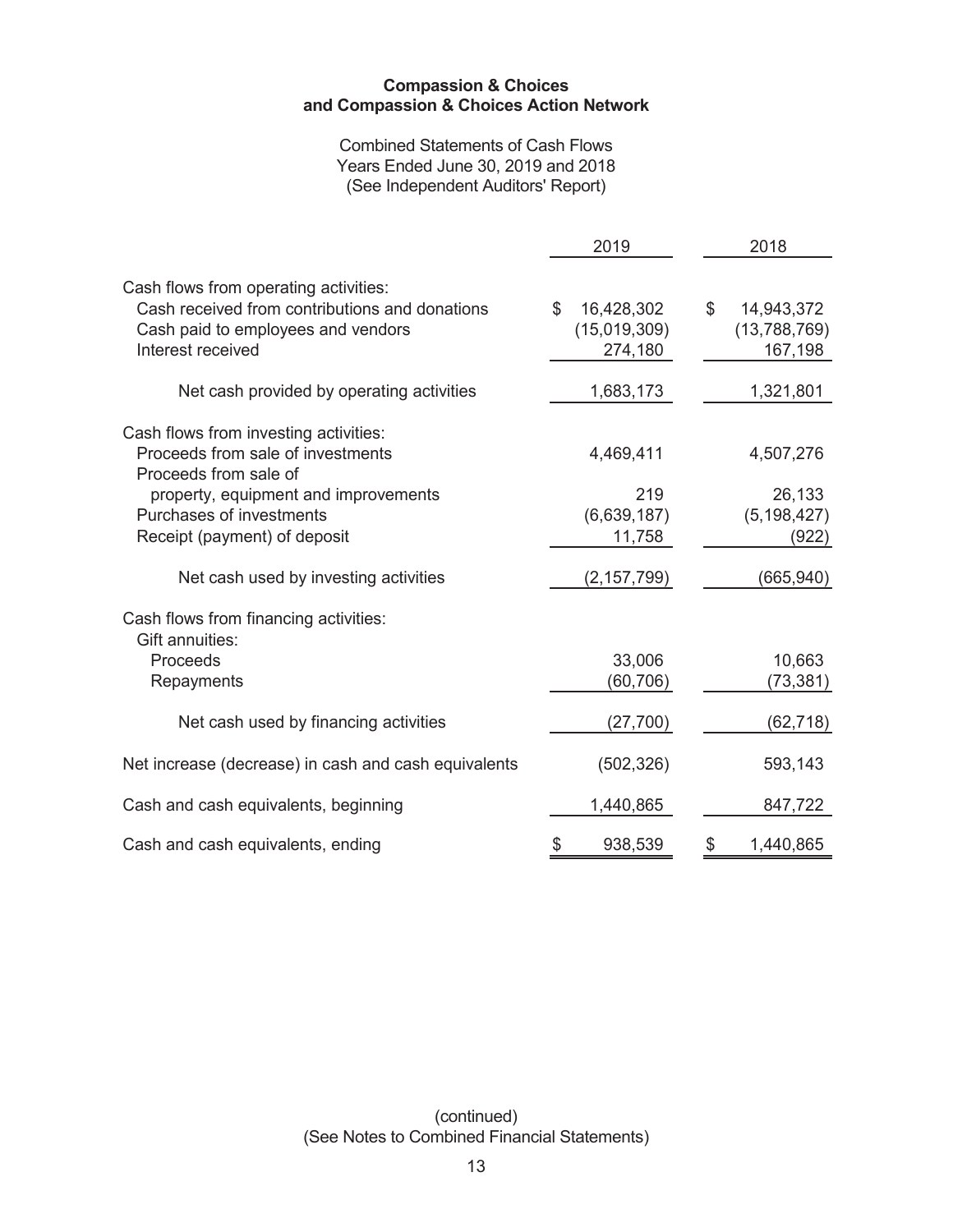**Compassion & Choices**
**and Compassion & Choices Action Network**

Combined Statements of Cash Flows
Years Ended June 30, 2019 and 2018
(See Independent Auditors' Report)

| | 2019 | 2018 |
|---|---|---|
| Cash flows from operating activities: | | |
| Cash received from contributions and donations | $ 16,428,302 | $ 14,943,372 |
| Cash paid to employees and vendors | (15,019,309) | (13,788,769) |
| Interest received | 274,180 | 167,198 |
| Net cash provided by operating activities | 1,683,173 | 1,321,801 |
| Cash flows from investing activities: | | |
| Proceeds from sale of investments | 4,469,411 | 4,507,276 |
| Proceeds from sale of property, equipment and improvements | 219 | 26,133 |
| Purchases of investments | (6,639,187) | (5,198,427) |
| Receipt (payment) of deposit | 11,758 | (922) |
| Net cash used by investing activities | (2,157,799) | (665,940) |
| Cash flows from financing activities: | | |
| Gift annuities: | | |
| Proceeds | 33,006 | 10,663 |
| Repayments | (60,706) | (73,381) |
| Net cash used by financing activities | (27,700) | (62,718) |
| Net increase (decrease) in cash and cash equivalents | (502,326) | 593,143 |
| Cash and cash equivalents, beginning | 1,440,865 | 847,722 |
| Cash and cash equivalents, ending | $ 938,539 | $ 1,440,865 |

(continued)
(See Notes to Combined Financial Statements)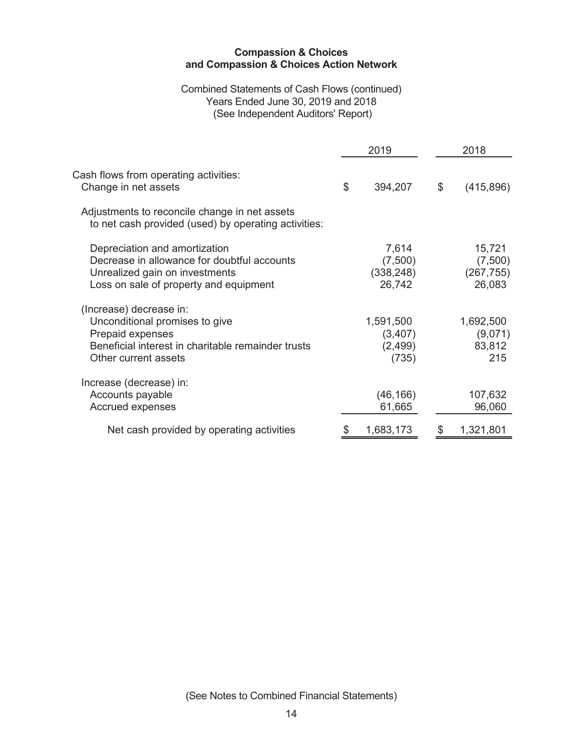**Compassion & Choices**
**and Compassion & Choices Action Network**

Combined Statements of Cash Flows (continued)
Years Ended June 30, 2019 and 2018
(See Independent Auditors' Report)

| | 2019 | 2018 |
|---|---|---|
| Cash flows from operating activities: | | |
| Change in net assets | $ 394,207 | $ (415,896) |
| Adjustments to reconcile change in net assets to net cash provided (used) by operating activities: | | |
| Depreciation and amortization | 7,614 | 15,721 |
| Decrease in allowance for doubtful accounts | (7,500) | (7,500) |
| Unrealized gain on investments | (338,248) | (267,755) |
| Loss on sale of property and equipment | 26,742 | 26,083 |
| (Increase) decrease in: | | |
| Unconditional promises to give | 1,591,500 | 1,692,500 |
| Prepaid expenses | (3,407) | (9,071) |
| Beneficial interest in charitable remainder trusts | (2,499) | 83,812 |
| Other current assets | (735) | 215 |
| Increase (decrease) in: | | |
| Accounts payable | (46,166) | 107,632 |
| Accrued expenses | 61,665 | 96,060 |
| Net cash provided by operating activities | $ 1,683,173 | $ 1,321,801 |

(See Notes to Combined Financial Statements)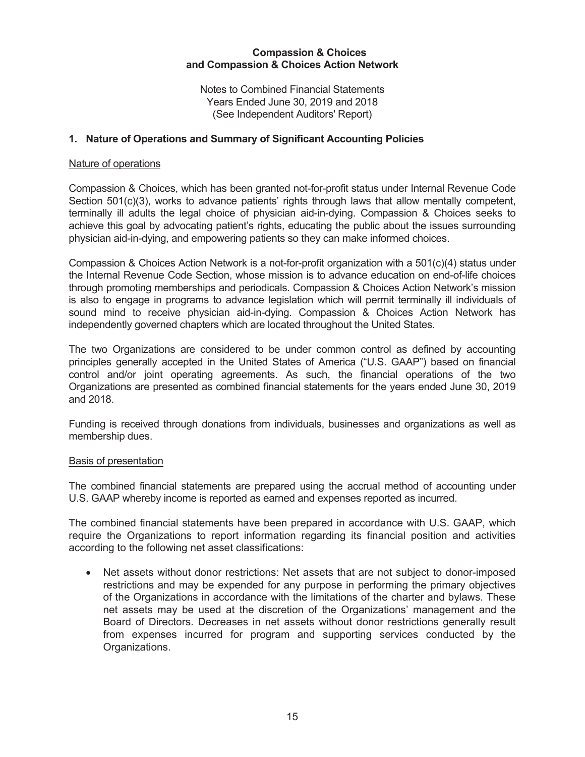**Compassion & Choices**
**and Compassion & Choices Action Network**

Notes to Combined Financial Statements
Years Ended June 30, 2019 and 2018
(See Independent Auditors' Report)

## 1. Nature of Operations and Summary of Significant Accounting Policies

Nature of operations

Compassion & Choices, which has been granted not-for-profit status under Internal Revenue Code Section 501(c)(3), works to advance patients' rights through laws that allow mentally competent, terminally ill adults the legal choice of physician aid-in-dying. Compassion & Choices seeks to achieve this goal by advocating patient's rights, educating the public about the issues surrounding physician aid-in-dying, and empowering patients so they can make informed choices.

Compassion & Choices Action Network is a not-for-profit organization with a 501(c)(4) status under the Internal Revenue Code Section, whose mission is to advance education on end-of-life choices through promoting memberships and periodicals. Compassion & Choices Action Network's mission is also to engage in programs to advance legislation which will permit terminally ill individuals of sound mind to receive physician aid-in-dying. Compassion & Choices Action Network has independently governed chapters which are located throughout the United States.

The two Organizations are considered to be under common control as defined by accounting principles generally accepted in the United States of America ("U.S. GAAP") based on financial control and/or joint operating agreements. As such, the financial operations of the two Organizations are presented as combined financial statements for the years ended June 30, 2019 and 2018.

Funding is received through donations from individuals, businesses and organizations as well as membership dues.

Basis of presentation

The combined financial statements are prepared using the accrual method of accounting under U.S. GAAP whereby income is reported as earned and expenses reported as incurred.

The combined financial statements have been prepared in accordance with U.S. GAAP, which require the Organizations to report information regarding its financial position and activities according to the following net asset classifications:

- Net assets without donor restrictions: Net assets that are not subject to donor-imposed restrictions and may be expended for any purpose in performing the primary objectives of the Organizations in accordance with the limitations of the charter and bylaws. These net assets may be used at the discretion of the Organizations' management and the Board of Directors. Decreases in net assets without donor restrictions generally result from expenses incurred for program and supporting services conducted by the Organizations.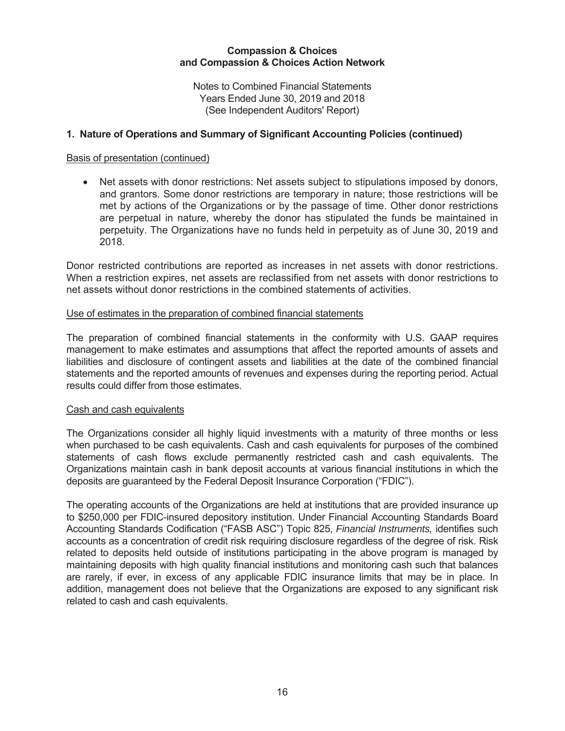**Compassion & Choices and Compassion & Choices Action Network**

Notes to Combined Financial Statements
Years Ended June 30, 2019 and 2018
(See Independent Auditors' Report)

## 1. Nature of Operations and Summary of Significant Accounting Policies (continued)

Basis of presentation (continued)

- Net assets with donor restrictions: Net assets subject to stipulations imposed by donors, and grantors. Some donor restrictions are temporary in nature; those restrictions will be met by actions of the Organizations or by the passage of time. Other donor restrictions are perpetual in nature, whereby the donor has stipulated the funds be maintained in perpetuity. The Organizations have no funds held in perpetuity as of June 30, 2019 and 2018.

Donor restricted contributions are reported as increases in net assets with donor restrictions. When a restriction expires, net assets are reclassified from net assets with donor restrictions to net assets without donor restrictions in the combined statements of activities.

Use of estimates in the preparation of combined financial statements

The preparation of combined financial statements in the conformity with U.S. GAAP requires management to make estimates and assumptions that affect the reported amounts of assets and liabilities and disclosure of contingent assets and liabilities at the date of the combined financial statements and the reported amounts of revenues and expenses during the reporting period. Actual results could differ from those estimates.

Cash and cash equivalents

The Organizations consider all highly liquid investments with a maturity of three months or less when purchased to be cash equivalents. Cash and cash equivalents for purposes of the combined statements of cash flows exclude permanently restricted cash and cash equivalents. The Organizations maintain cash in bank deposit accounts at various financial institutions in which the deposits are guaranteed by the Federal Deposit Insurance Corporation ("FDIC").

The operating accounts of the Organizations are held at institutions that are provided insurance up to $250,000 per FDIC-insured depository institution. Under Financial Accounting Standards Board Accounting Standards Codification ("FASB ASC") Topic 825, *Financial Instruments,* identifies such accounts as a concentration of credit risk requiring disclosure regardless of the degree of risk. Risk related to deposits held outside of institutions participating in the above program is managed by maintaining deposits with high quality financial institutions and monitoring cash such that balances are rarely, if ever, in excess of any applicable FDIC insurance limits that may be in place. In addition, management does not believe that the Organizations are exposed to any significant risk related to cash and cash equivalents.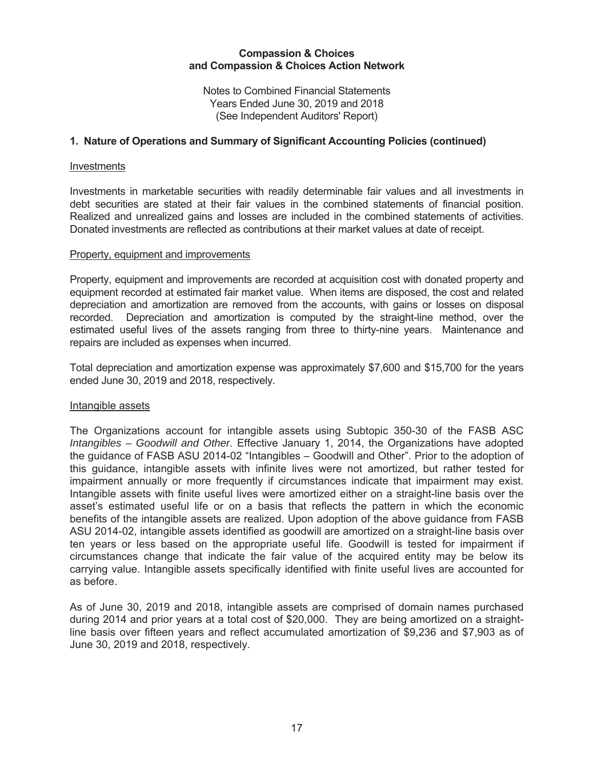**Compassion & Choices**
**and Compassion & Choices Action Network**

Notes to Combined Financial Statements
Years Ended June 30, 2019 and 2018
(See Independent Auditors' Report)

## 1. Nature of Operations and Summary of Significant Accounting Policies (continued)

### Investments

Investments in marketable securities with readily determinable fair values and all investments in debt securities are stated at their fair values in the combined statements of financial position. Realized and unrealized gains and losses are included in the combined statements of activities. Donated investments are reflected as contributions at their market values at date of receipt.

### Property, equipment and improvements

Property, equipment and improvements are recorded at acquisition cost with donated property and equipment recorded at estimated fair market value. When items are disposed, the cost and related depreciation and amortization are removed from the accounts, with gains or losses on disposal recorded. Depreciation and amortization is computed by the straight-line method, over the estimated useful lives of the assets ranging from three to thirty-nine years. Maintenance and repairs are included as expenses when incurred.

Total depreciation and amortization expense was approximately $7,600 and $15,700 for the years ended June 30, 2019 and 2018, respectively.

### Intangible assets

The Organizations account for intangible assets using Subtopic 350-30 of the FASB ASC *Intangibles – Goodwill and Other*. Effective January 1, 2014, the Organizations have adopted the guidance of FASB ASU 2014-02 "Intangibles – Goodwill and Other". Prior to the adoption of this guidance, intangible assets with infinite lives were not amortized, but rather tested for impairment annually or more frequently if circumstances indicate that impairment may exist. Intangible assets with finite useful lives were amortized either on a straight-line basis over the asset's estimated useful life or on a basis that reflects the pattern in which the economic benefits of the intangible assets are realized. Upon adoption of the above guidance from FASB ASU 2014-02, intangible assets identified as goodwill are amortized on a straight-line basis over ten years or less based on the appropriate useful life. Goodwill is tested for impairment if circumstances change that indicate the fair value of the acquired entity may be below its carrying value. Intangible assets specifically identified with finite useful lives are accounted for as before.

As of June 30, 2019 and 2018, intangible assets are comprised of domain names purchased during 2014 and prior years at a total cost of $20,000. They are being amortized on a straight-line basis over fifteen years and reflect accumulated amortization of $9,236 and $7,903 as of June 30, 2019 and 2018, respectively.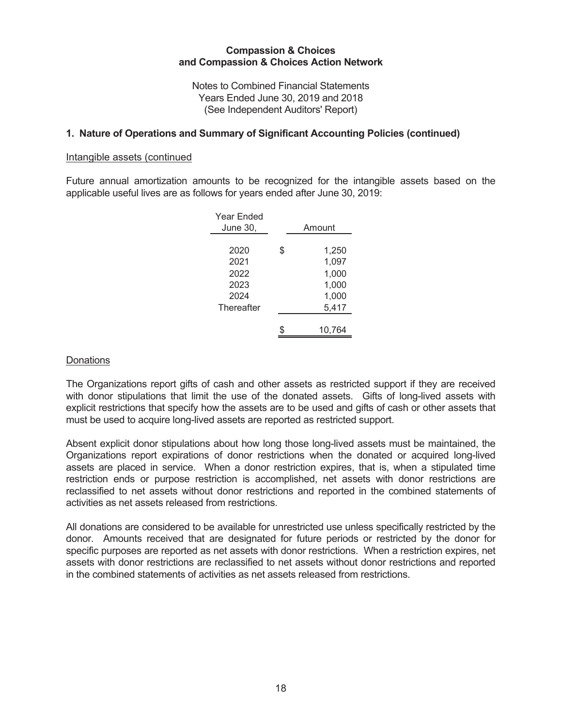**Compassion & Choices and Compassion & Choices Action Network**

Notes to Combined Financial Statements
Years Ended June 30, 2019 and 2018
(See Independent Auditors' Report)

## 1. Nature of Operations and Summary of Significant Accounting Policies (continued)

Intangible assets (continued

Future annual amortization amounts to be recognized for the intangible assets based on the applicable useful lives are as follows for years ended after June 30, 2019:

| Year Ended June 30, | Amount |
|---|---|
| 2020 | $ 1,250 |
| 2021 | 1,097 |
| 2022 | 1,000 |
| 2023 | 1,000 |
| 2024 | 1,000 |
| Thereafter | 5,417 |
| | $ 10,764 |

Donations

The Organizations report gifts of cash and other assets as restricted support if they are received with donor stipulations that limit the use of the donated assets. Gifts of long-lived assets with explicit restrictions that specify how the assets are to be used and gifts of cash or other assets that must be used to acquire long-lived assets are reported as restricted support.

Absent explicit donor stipulations about how long those long-lived assets must be maintained, the Organizations report expirations of donor restrictions when the donated or acquired long-lived assets are placed in service. When a donor restriction expires, that is, when a stipulated time restriction ends or purpose restriction is accomplished, net assets with donor restrictions are reclassified to net assets without donor restrictions and reported in the combined statements of activities as net assets released from restrictions.

All donations are considered to be available for unrestricted use unless specifically restricted by the donor. Amounts received that are designated for future periods or restricted by the donor for specific purposes are reported as net assets with donor restrictions. When a restriction expires, net assets with donor restrictions are reclassified to net assets without donor restrictions and reported in the combined statements of activities as net assets released from restrictions.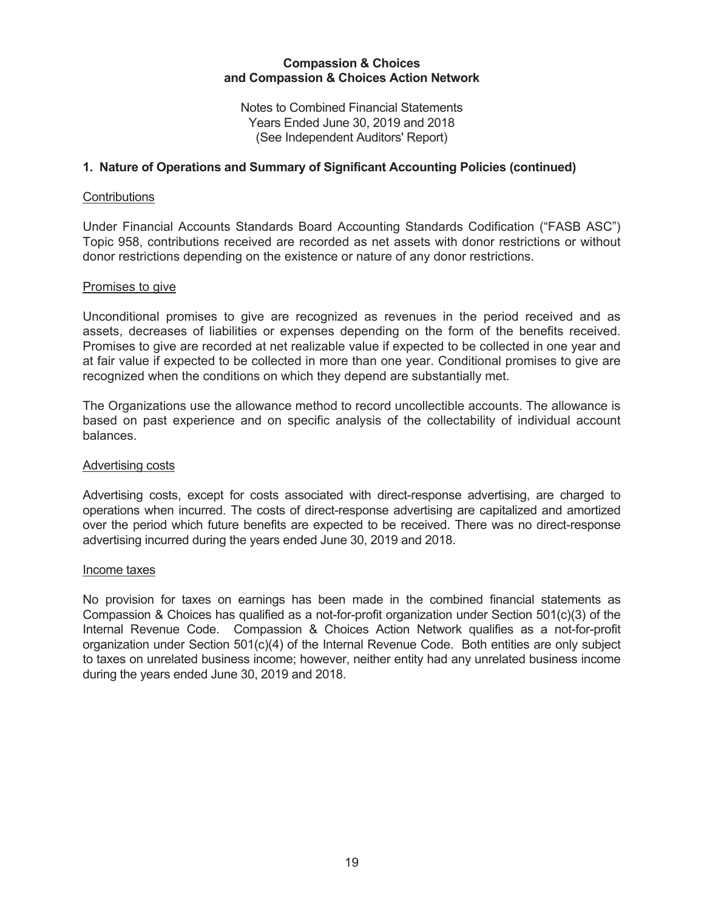**Compassion & Choices and Compassion & Choices Action Network**

Notes to Combined Financial Statements
Years Ended June 30, 2019 and 2018
(See Independent Auditors' Report)

## 1. Nature of Operations and Summary of Significant Accounting Policies (continued)

### Contributions

Under Financial Accounts Standards Board Accounting Standards Codification ("FASB ASC") Topic 958, contributions received are recorded as net assets with donor restrictions or without donor restrictions depending on the existence or nature of any donor restrictions.

### Promises to give

Unconditional promises to give are recognized as revenues in the period received and as assets, decreases of liabilities or expenses depending on the form of the benefits received. Promises to give are recorded at net realizable value if expected to be collected in one year and at fair value if expected to be collected in more than one year. Conditional promises to give are recognized when the conditions on which they depend are substantially met.

The Organizations use the allowance method to record uncollectible accounts. The allowance is based on past experience and on specific analysis of the collectability of individual account balances.

### Advertising costs

Advertising costs, except for costs associated with direct-response advertising, are charged to operations when incurred. The costs of direct-response advertising are capitalized and amortized over the period which future benefits are expected to be received. There was no direct-response advertising incurred during the years ended June 30, 2019 and 2018.

### Income taxes

No provision for taxes on earnings has been made in the combined financial statements as Compassion & Choices has qualified as a not-for-profit organization under Section 501(c)(3) of the Internal Revenue Code. Compassion & Choices Action Network qualifies as a not-for-profit organization under Section 501(c)(4) of the Internal Revenue Code. Both entities are only subject to taxes on unrelated business income; however, neither entity had any unrelated business income during the years ended June 30, 2019 and 2018.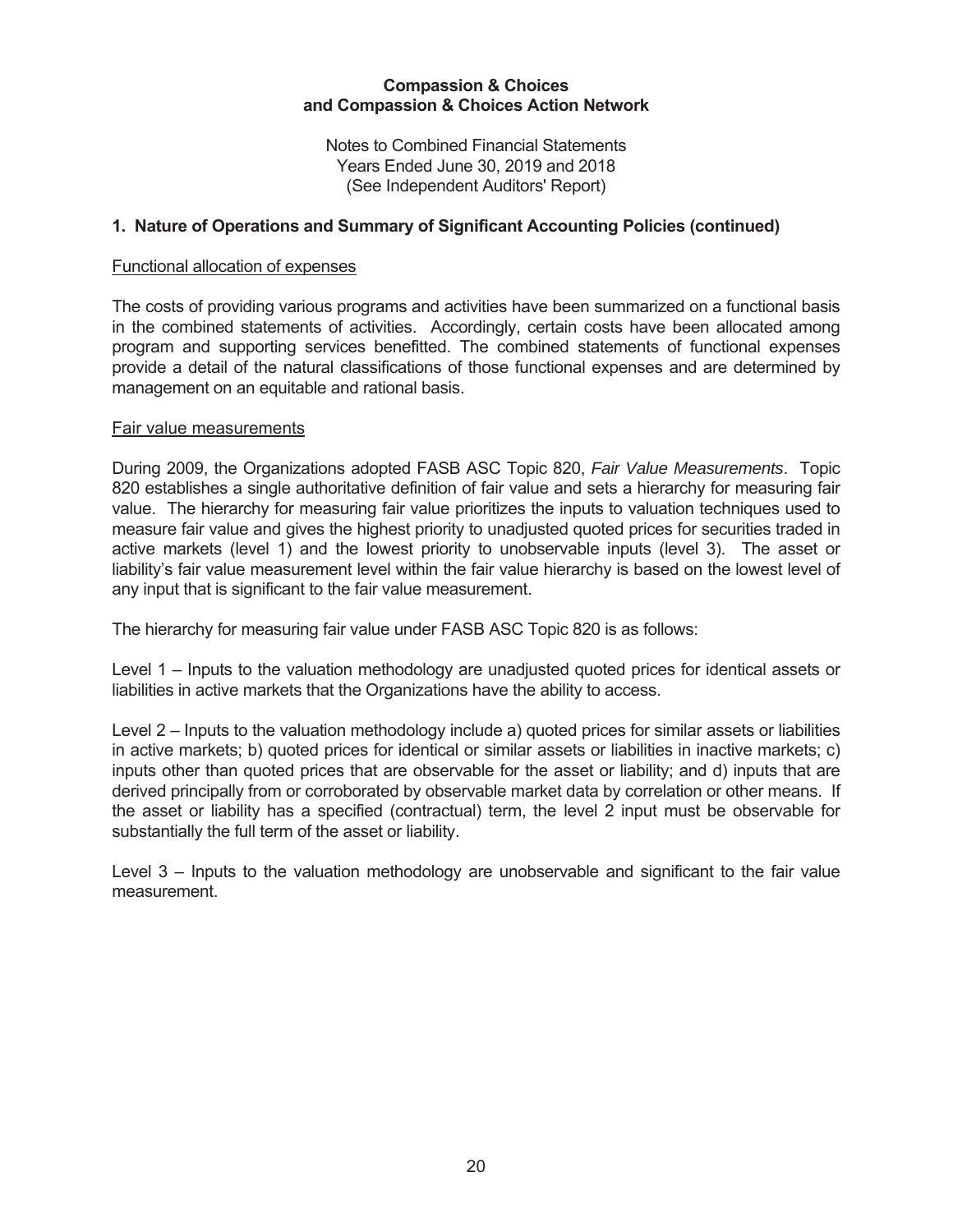**Compassion & Choices and Compassion & Choices Action Network**

Notes to Combined Financial Statements
Years Ended June 30, 2019 and 2018
(See Independent Auditors' Report)

## 1. Nature of Operations and Summary of Significant Accounting Policies (continued)

Functional allocation of expenses

The costs of providing various programs and activities have been summarized on a functional basis in the combined statements of activities. Accordingly, certain costs have been allocated among program and supporting services benefitted. The combined statements of functional expenses provide a detail of the natural classifications of those functional expenses and are determined by management on an equitable and rational basis.

Fair value measurements

During 2009, the Organizations adopted FASB ASC Topic 820, *Fair Value Measurements*. Topic 820 establishes a single authoritative definition of fair value and sets a hierarchy for measuring fair value. The hierarchy for measuring fair value prioritizes the inputs to valuation techniques used to measure fair value and gives the highest priority to unadjusted quoted prices for securities traded in active markets (level 1) and the lowest priority to unobservable inputs (level 3). The asset or liability's fair value measurement level within the fair value hierarchy is based on the lowest level of any input that is significant to the fair value measurement.

The hierarchy for measuring fair value under FASB ASC Topic 820 is as follows:

Level 1 – Inputs to the valuation methodology are unadjusted quoted prices for identical assets or liabilities in active markets that the Organizations have the ability to access.

Level 2 – Inputs to the valuation methodology include a) quoted prices for similar assets or liabilities in active markets; b) quoted prices for identical or similar assets or liabilities in inactive markets; c) inputs other than quoted prices that are observable for the asset or liability; and d) inputs that are derived principally from or corroborated by observable market data by correlation or other means. If the asset or liability has a specified (contractual) term, the level 2 input must be observable for substantially the full term of the asset or liability.

Level 3 – Inputs to the valuation methodology are unobservable and significant to the fair value measurement.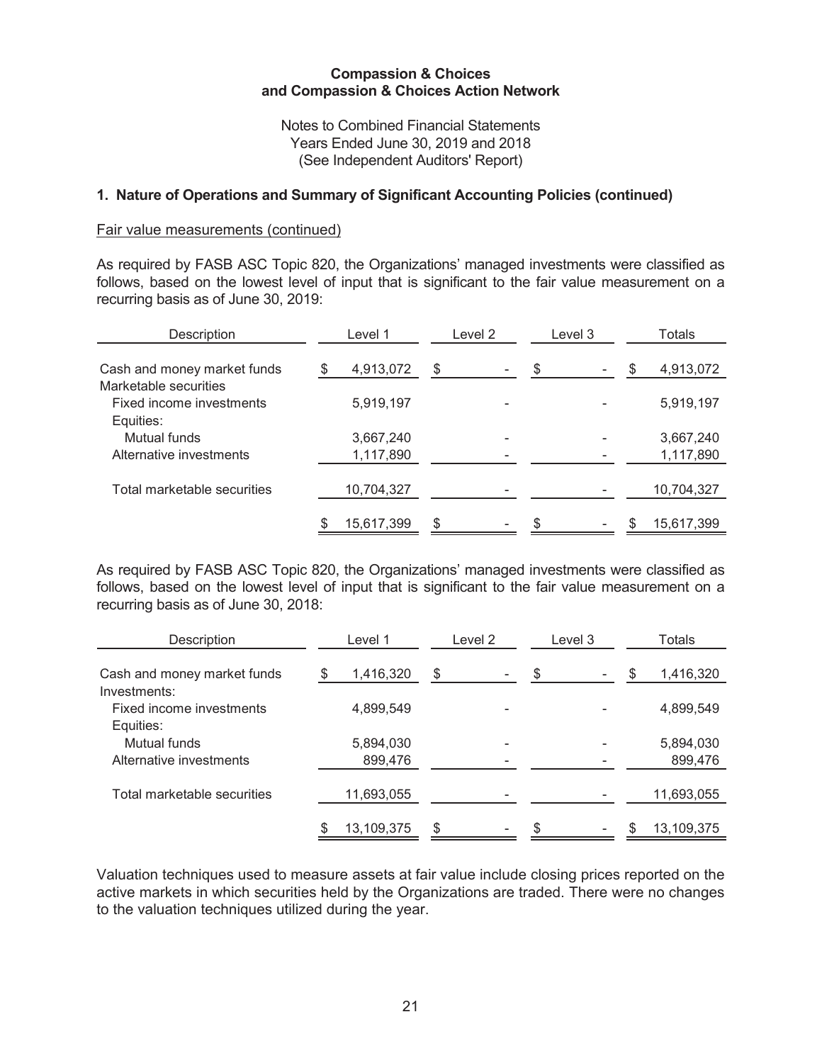**Compassion & Choices and Compassion & Choices Action Network**

Notes to Combined Financial Statements
Years Ended June 30, 2019 and 2018
(See Independent Auditors' Report)

## 1. Nature of Operations and Summary of Significant Accounting Policies (continued)

Fair value measurements (continued)

As required by FASB ASC Topic 820, the Organizations' managed investments were classified as follows, based on the lowest level of input that is significant to the fair value measurement on a recurring basis as of June 30, 2019:

| Description | Level 1 | Level 2 | Level 3 | Totals |
|---|---|---|---|---|
| Cash and money market funds | $ 4,913,072 | $ - | $ - | $ 4,913,072 |
| Marketable securities | | | | |
| Fixed income investments | 5,919,197 | - | - | 5,919,197 |
| Equities: | | | | |
| Mutual funds | 3,667,240 | - | - | 3,667,240 |
| Alternative investments | 1,117,890 | - | - | 1,117,890 |
| Total marketable securities | 10,704,327 | - | - | 10,704,327 |
| | $ 15,617,399 | $ - | $ - | $ 15,617,399 |

As required by FASB ASC Topic 820, the Organizations' managed investments were classified as follows, based on the lowest level of input that is significant to the fair value measurement on a recurring basis as of June 30, 2018:

| Description | Level 1 | Level 2 | Level 3 | Totals |
|---|---|---|---|---|
| Cash and money market funds | $ 1,416,320 | $ - | $ - | $ 1,416,320 |
| Investments: | | | | |
| Fixed income investments | 4,899,549 | - | - | 4,899,549 |
| Equities: | | | | |
| Mutual funds | 5,894,030 | - | - | 5,894,030 |
| Alternative investments | 899,476 | - | - | 899,476 |
| Total marketable securities | 11,693,055 | - | - | 11,693,055 |
| | $ 13,109,375 | $ - | $ - | $ 13,109,375 |

Valuation techniques used to measure assets at fair value include closing prices reported on the active markets in which securities held by the Organizations are traded. There were no changes to the valuation techniques utilized during the year.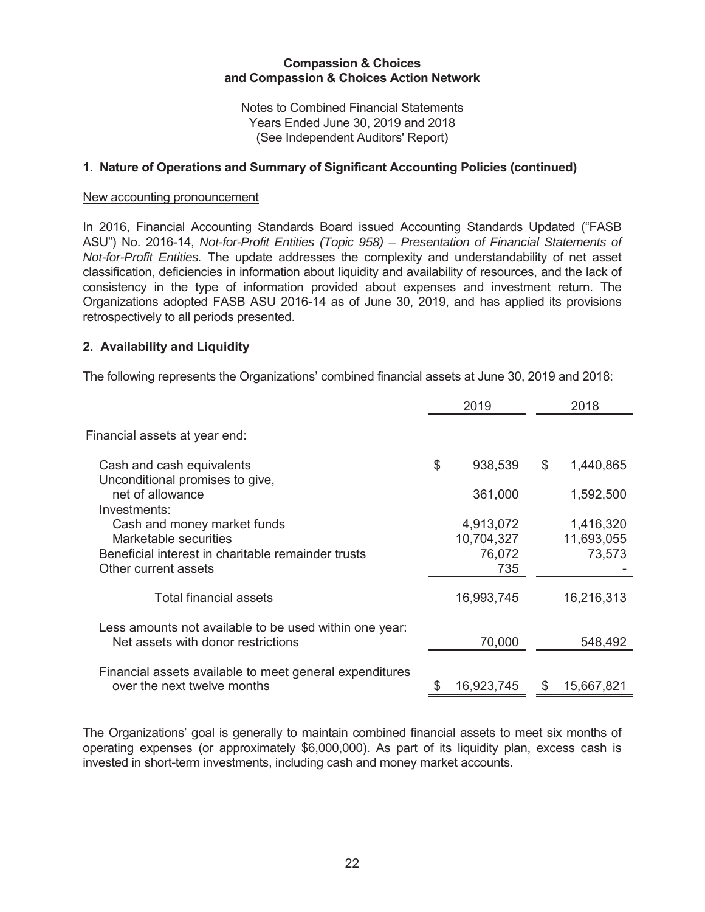**Compassion & Choices and Compassion & Choices Action Network**

Notes to Combined Financial Statements
Years Ended June 30, 2019 and 2018
(See Independent Auditors' Report)

## 1. Nature of Operations and Summary of Significant Accounting Policies (continued)

New accounting pronouncement

In 2016, Financial Accounting Standards Board issued Accounting Standards Updated ("FASB ASU") No. 2016-14, *Not-for-Profit Entities (Topic 958) – Presentation of Financial Statements of Not-for-Profit Entities.* The update addresses the complexity and understandability of net asset classification, deficiencies in information about liquidity and availability of resources, and the lack of consistency in the type of information provided about expenses and investment return. The Organizations adopted FASB ASU 2016-14 as of June 30, 2019, and has applied its provisions retrospectively to all periods presented.

## 2. Availability and Liquidity

The following represents the Organizations' combined financial assets at June 30, 2019 and 2018:

| | 2019 | 2018 |
|---|---|---|
| Financial assets at year end: | | |
| Cash and cash equivalents | $ 938,539 | $ 1,440,865 |
| Unconditional promises to give, net of allowance | 361,000 | 1,592,500 |
| Investments: | | |
| Cash and money market funds | 4,913,072 | 1,416,320 |
| Marketable securities | 10,704,327 | 11,693,055 |
| Beneficial interest in charitable remainder trusts | 76,072 | 73,573 |
| Other current assets | 735 | - |
| Total financial assets | 16,993,745 | 16,216,313 |
| Less amounts not available to be used within one year: Net assets with donor restrictions | 70,000 | 548,492 |
| Financial assets available to meet general expenditures over the next twelve months | $ 16,923,745 | $ 15,667,821 |

The Organizations' goal is generally to maintain combined financial assets to meet six months of operating expenses (or approximately $6,000,000). As part of its liquidity plan, excess cash is invested in short-term investments, including cash and money market accounts.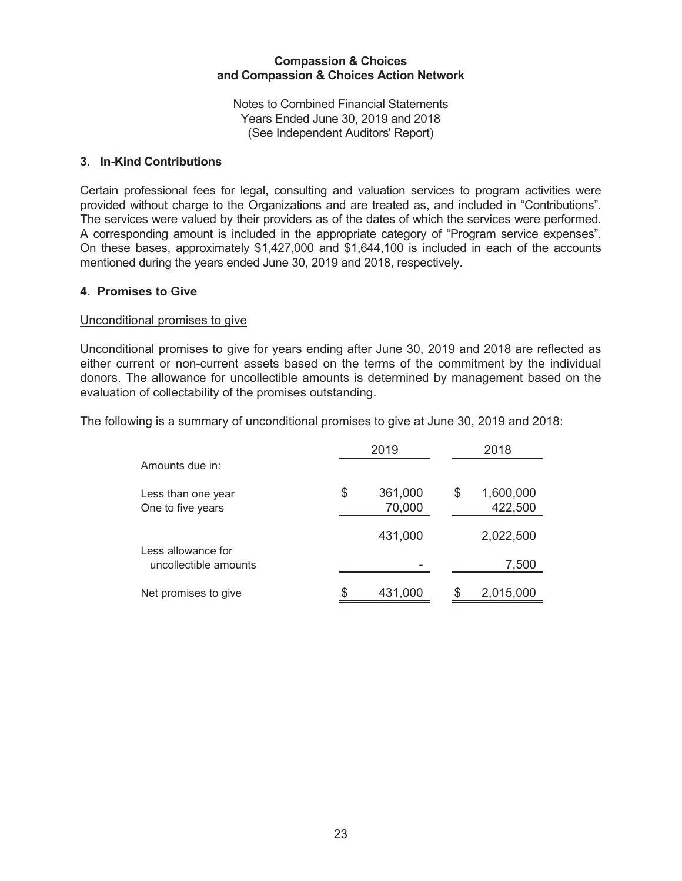**Compassion & Choices and Compassion & Choices Action Network**

Notes to Combined Financial Statements
Years Ended June 30, 2019 and 2018
(See Independent Auditors' Report)

## 3. In-Kind Contributions

Certain professional fees for legal, consulting and valuation services to program activities were provided without charge to the Organizations and are treated as, and included in "Contributions". The services were valued by their providers as of the dates of which the services were performed. A corresponding amount is included in the appropriate category of "Program service expenses". On these bases, approximately $1,427,000 and $1,644,100 is included in each of the accounts mentioned during the years ended June 30, 2019 and 2018, respectively.

## 4. Promises to Give

Unconditional promises to give

Unconditional promises to give for years ending after June 30, 2019 and 2018 are reflected as either current or non-current assets based on the terms of the commitment by the individual donors. The allowance for uncollectible amounts is determined by management based on the evaluation of collectability of the promises outstanding.

The following is a summary of unconditional promises to give at June 30, 2019 and 2018:

| | 2019 | 2018 |
|---|---|---|
| Amounts due in: | | |
| Less than one year | $ 361,000 | $ 1,600,000 |
| One to five years | 70,000 | 422,500 |
| | 431,000 | 2,022,500 |
| Less allowance for uncollectible amounts | - | 7,500 |
| Net promises to give | $ 431,000 | $ 2,015,000 |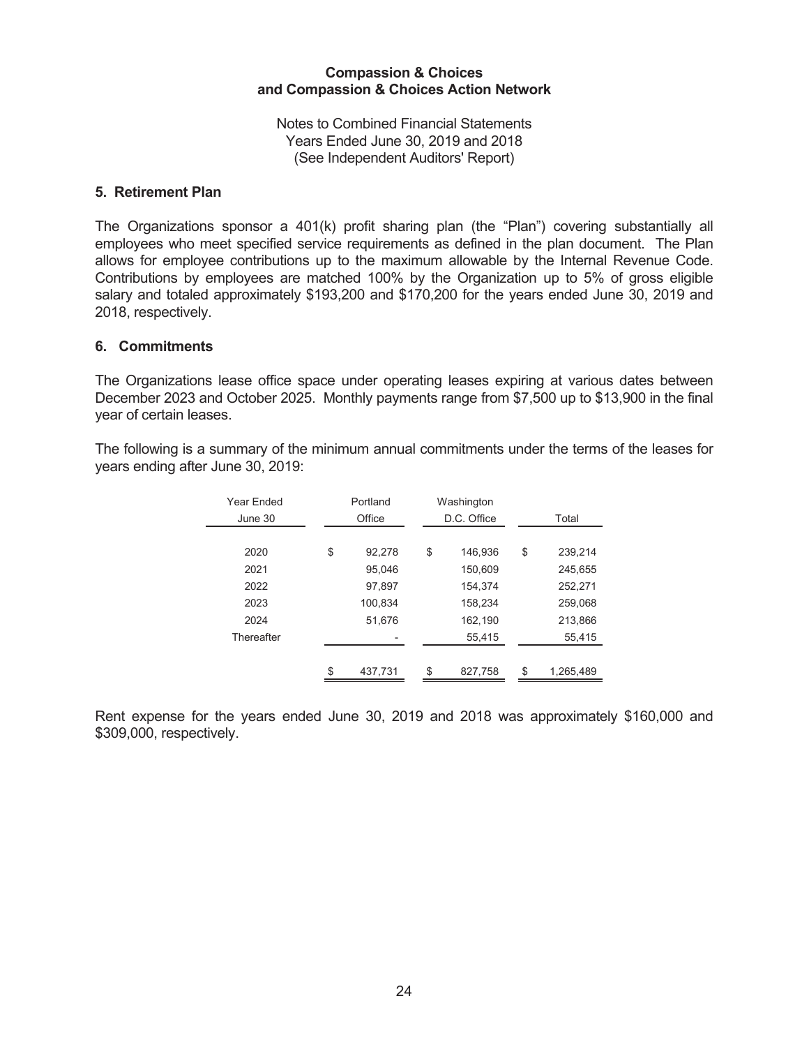**Compassion & Choices and Compassion & Choices Action Network**

Notes to Combined Financial Statements
Years Ended June 30, 2019 and 2018
(See Independent Auditors' Report)

## 5. Retirement Plan

The Organizations sponsor a 401(k) profit sharing plan (the "Plan") covering substantially all employees who meet specified service requirements as defined in the plan document. The Plan allows for employee contributions up to the maximum allowable by the Internal Revenue Code. Contributions by employees are matched 100% by the Organization up to 5% of gross eligible salary and totaled approximately $193,200 and $170,200 for the years ended June 30, 2019 and 2018, respectively.

## 6. Commitments

The Organizations lease office space under operating leases expiring at various dates between December 2023 and October 2025. Monthly payments range from $7,500 up to $13,900 in the final year of certain leases.

The following is a summary of the minimum annual commitments under the terms of the leases for years ending after June 30, 2019:

| Year Ended June 30 | Portland Office | Washington D.C. Office | Total |
|---|---|---|---|
| 2020 | $ 92,278 | $ 146,936 | $ 239,214 |
| 2021 | 95,046 | 150,609 | 245,655 |
| 2022 | 97,897 | 154,374 | 252,271 |
| 2023 | 100,834 | 158,234 | 259,068 |
| 2024 | 51,676 | 162,190 | 213,866 |
| Thereafter | - | 55,415 | 55,415 |
| | $ 437,731 | $ 827,758 | $ 1,265,489 |

Rent expense for the years ended June 30, 2019 and 2018 was approximately $160,000 and $309,000, respectively.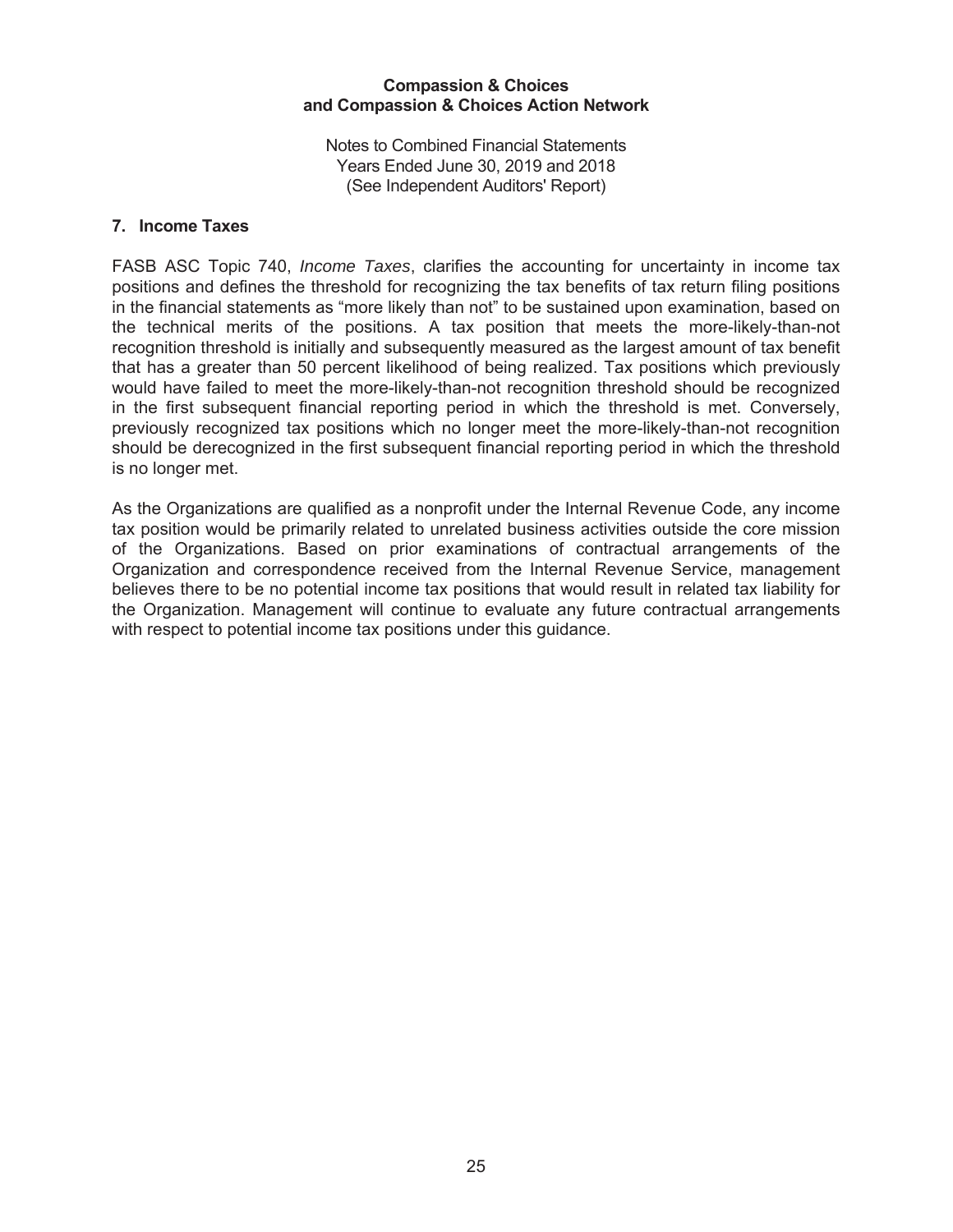## 7. Income Taxes

FASB ASC Topic 740, *Income Taxes*, clarifies the accounting for uncertainty in income tax positions and defines the threshold for recognizing the tax benefits of tax return filing positions in the financial statements as "more likely than not" to be sustained upon examination, based on the technical merits of the positions. A tax position that meets the more-likely-than-not recognition threshold is initially and subsequently measured as the largest amount of tax benefit that has a greater than 50 percent likelihood of being realized. Tax positions which previously would have failed to meet the more-likely-than-not recognition threshold should be recognized in the first subsequent financial reporting period in which the threshold is met. Conversely, previously recognized tax positions which no longer meet the more-likely-than-not recognition should be derecognized in the first subsequent financial reporting period in which the threshold is no longer met.

As the Organizations are qualified as a nonprofit under the Internal Revenue Code, any income tax position would be primarily related to unrelated business activities outside the core mission of the Organizations. Based on prior examinations of contractual arrangements of the Organization and correspondence received from the Internal Revenue Service, management believes there to be no potential income tax positions that would result in related tax liability for the Organization. Management will continue to evaluate any future contractual arrangements with respect to potential income tax positions under this guidance.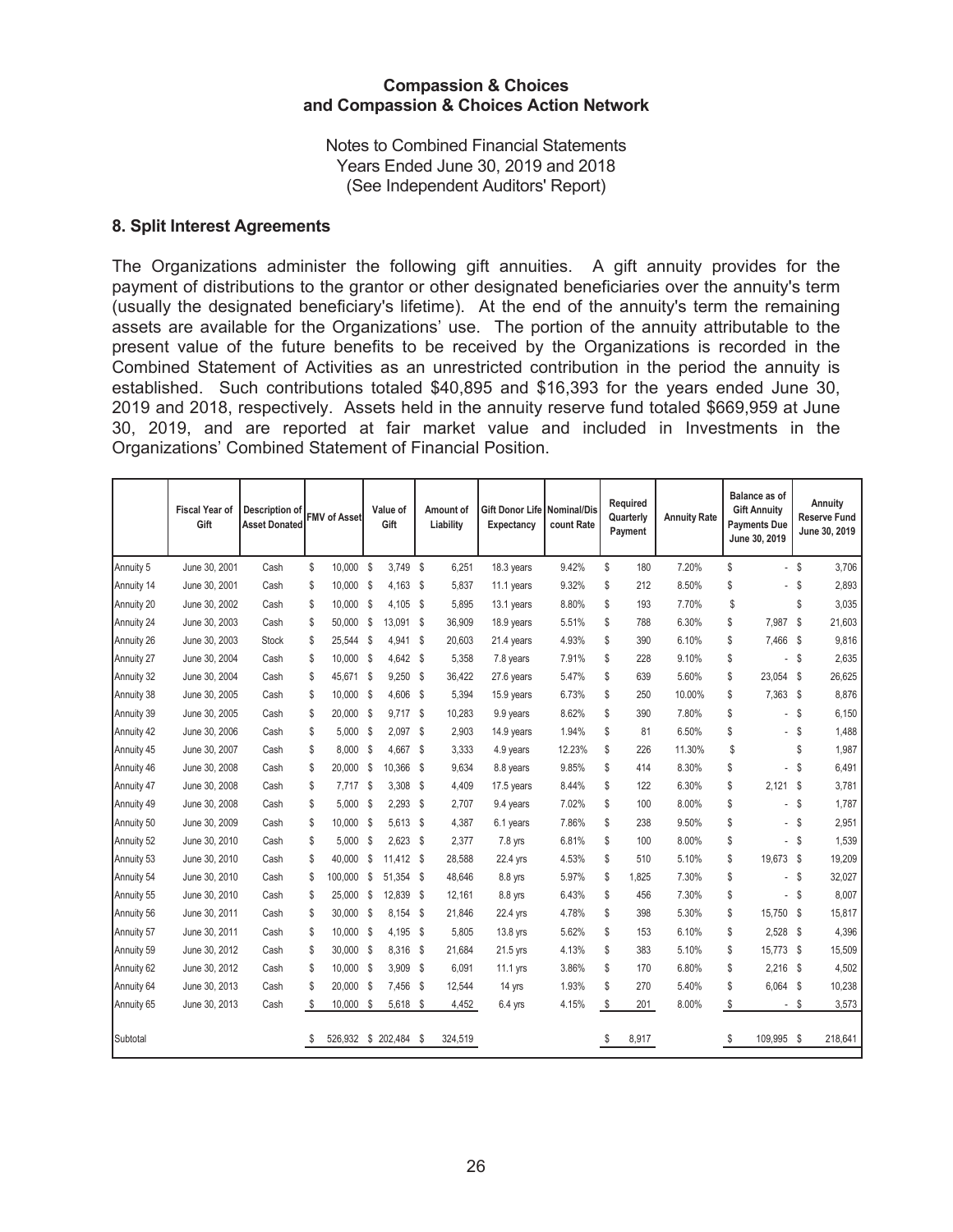**Compassion & Choices**
**and Compassion & Choices Action Network**

Notes to Combined Financial Statements
Years Ended June 30, 2019 and 2018
(See Independent Auditors' Report)

## 8. Split Interest Agreements

The Organizations administer the following gift annuities. A gift annuity provides for the payment of distributions to the grantor or other designated beneficiaries over the annuity's term (usually the designated beneficiary's lifetime). At the end of the annuity's term the remaining assets are available for the Organizations' use. The portion of the annuity attributable to the present value of the future benefits to be received by the Organizations is recorded in the Combined Statement of Activities as an unrestricted contribution in the period the annuity is established. Such contributions totaled $40,895 and $16,393 for the years ended June 30, 2019 and 2018, respectively. Assets held in the annuity reserve fund totaled $669,959 at June 30, 2019, and are reported at fair market value and included in Investments in the Organizations' Combined Statement of Financial Position.

| | Fiscal Year of Gift | Description of Asset Donated | FMV of Asset | Value of Gift | Amount of Liability | Gift Donor Life Expectancy | Nominal/Discount Rate | Required Quarterly Payment | Annuity Rate | Balance as of Gift Annuity Payments Due June 30, 2019 | Annuity Reserve Fund June 30, 2019 |
|---|---|---|---|---|---|---|---|---|---|---|---|
| Annuity 5 | June 30, 2001 | Cash | $ 10,000 | $ 3,749 | $ 6,251 | 18.3 years | 9.42% | $ 180 | 7.20% | $ - | $ 3,706 |
| Annuity 14 | June 30, 2001 | Cash | $ 10,000 | $ 4,163 | $ 5,837 | 11.1 years | 9.32% | $ 212 | 8.50% | $ - | $ 2,893 |
| Annuity 20 | June 30, 2002 | Cash | $ 10,000 | $ 4,105 | $ 5,895 | 13.1 years | 8.80% | $ 193 | 7.70% | $ | $ 3,035 |
| Annuity 24 | June 30, 2003 | Cash | $ 50,000 | $ 13,091 | $ 36,909 | 18.9 years | 5.51% | $ 788 | 6.30% | $ 7,987 | $ 21,603 |
| Annuity 26 | June 30, 2003 | Stock | $ 25,544 | $ 4,941 | $ 20,603 | 21.4 years | 4.93% | $ 390 | 6.10% | $ 7,466 | $ 9,816 |
| Annuity 27 | June 30, 2004 | Cash | $ 10,000 | $ 4,642 | $ 5,358 | 7.8 years | 7.91% | $ 228 | 9.10% | $ - | $ 2,635 |
| Annuity 32 | June 30, 2004 | Cash | $ 45,671 | $ 9,250 | $ 36,422 | 27.6 years | 5.47% | $ 639 | 5.60% | $ 23,054 | $ 26,625 |
| Annuity 38 | June 30, 2005 | Cash | $ 10,000 | $ 4,606 | $ 5,394 | 15.9 years | 6.73% | $ 250 | 10.00% | $ 7,363 | $ 8,876 |
| Annuity 39 | June 30, 2005 | Cash | $ 20,000 | $ 9,717 | $ 10,283 | 9.9 years | 8.62% | $ 390 | 7.80% | $ - | $ 6,150 |
| Annuity 42 | June 30, 2006 | Cash | $ 5,000 | $ 2,097 | $ 2,903 | 14.9 years | 1.94% | $ 81 | 6.50% | $ - | $ 1,488 |
| Annuity 45 | June 30, 2007 | Cash | $ 8,000 | $ 4,667 | $ 3,333 | 4.9 years | 12.23% | $ 226 | 11.30% | $ | $ 1,987 |
| Annuity 46 | June 30, 2008 | Cash | $ 20,000 | $ 10,366 | $ 9,634 | 8.8 years | 9.85% | $ 414 | 8.30% | $ - | $ 6,491 |
| Annuity 47 | June 30, 2008 | Cash | $ 7,717 | $ 3,308 | $ 4,409 | 17.5 years | 8.44% | $ 122 | 6.30% | $ 2,121 | $ 3,781 |
| Annuity 49 | June 30, 2008 | Cash | $ 5,000 | $ 2,293 | $ 2,707 | 9.4 years | 7.02% | $ 100 | 8.00% | $ - | $ 1,787 |
| Annuity 50 | June 30, 2009 | Cash | $ 10,000 | $ 5,613 | $ 4,387 | 6.1 years | 7.86% | $ 238 | 9.50% | $ - | $ 2,951 |
| Annuity 52 | June 30, 2010 | Cash | $ 5,000 | $ 2,623 | $ 2,377 | 7.8 yrs | 6.81% | $ 100 | 8.00% | $ - | $ 1,539 |
| Annuity 53 | June 30, 2010 | Cash | $ 40,000 | $ 11,412 | $ 28,588 | 22.4 yrs | 4.53% | $ 510 | 5.10% | $ 19,673 | $ 19,209 |
| Annuity 54 | June 30, 2010 | Cash | $ 100,000 | $ 51,354 | $ 48,646 | 8.8 yrs | 5.97% | $ 1,825 | 7.30% | $ - | $ 32,027 |
| Annuity 55 | June 30, 2010 | Cash | $ 25,000 | $ 12,839 | $ 12,161 | 8.8 yrs | 6.43% | $ 456 | 7.30% | $ - | $ 8,007 |
| Annuity 56 | June 30, 2011 | Cash | $ 30,000 | $ 8,154 | $ 21,846 | 22.4 yrs | 4.78% | $ 398 | 5.30% | $ 15,750 | $ 15,817 |
| Annuity 57 | June 30, 2011 | Cash | $ 10,000 | $ 4,195 | $ 5,805 | 13.8 yrs | 5.62% | $ 153 | 6.10% | $ 2,528 | $ 4,396 |
| Annuity 59 | June 30, 2012 | Cash | $ 30,000 | $ 8,316 | $ 21,684 | 21.5 yrs | 4.13% | $ 383 | 5.10% | $ 15,773 | $ 15,509 |
| Annuity 62 | June 30, 2012 | Cash | $ 10,000 | $ 3,909 | $ 6,091 | 11.1 yrs | 3.86% | $ 170 | 6.80% | $ 2,216 | $ 4,502 |
| Annuity 64 | June 30, 2013 | Cash | $ 20,000 | $ 7,456 | $ 12,544 | 14 yrs | 1.93% | $ 270 | 5.40% | $ 6,064 | $ 10,238 |
| Annuity 65 | June 30, 2013 | Cash | $ 10,000 | $ 5,618 | $ 4,452 | 6.4 yrs | 4.15% | $ 201 | 8.00% | $ - | $ 3,573 |
| Subtotal | | | $ 526,932 | $ 202,484 | $ 324,519 | | | $ 8,917 | | $ 109,995 | $ 218,641 |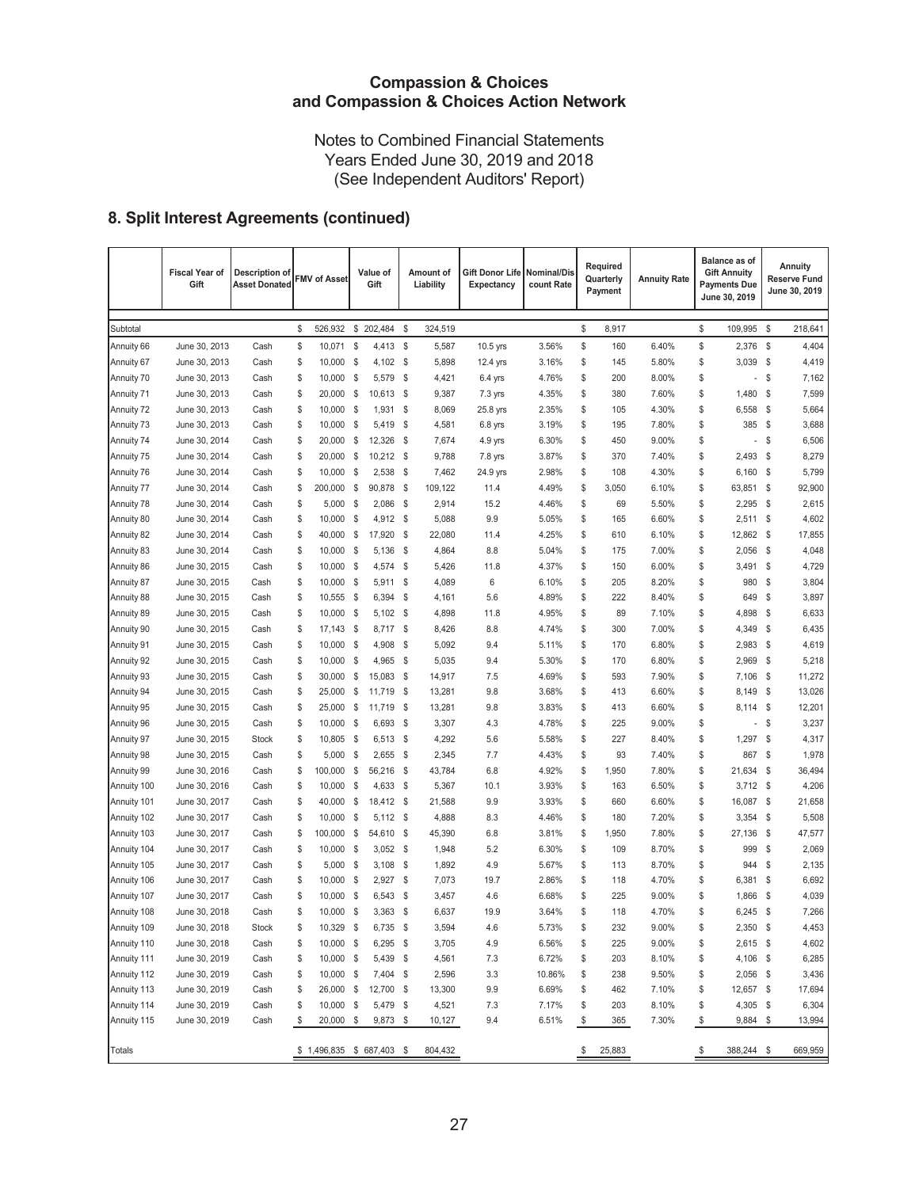# Compassion & Choices and Compassion & Choices Action Network

Notes to Combined Financial Statements
Years Ended June 30, 2019 and 2018
(See Independent Auditors' Report)

## 8. Split Interest Agreements (continued)

| | Fiscal Year of Gift | Description of Asset Donated | FMV of Asset | Value of Gift | Amount of Liability | Gift Donor Life Expectancy | Nominal/Discount Rate | Required Quarterly Payment | Annuity Rate | Balance as of Gift Annuity Payments Due June 30, 2019 | Annuity Reserve Fund June 30, 2019 |
|---|---|---|---|---|---|---|---|---|---|---|---|
| Subtotal | | | $ 526,932 | $ 202,484 | $ 324,519 | | | $ 8,917 | | $ 109,995 | $ 218,641 |
| Annuity 66 | June 30, 2013 | Cash | $ 10,071 | $ 4,413 | $ 5,587 | 10.5 yrs | 3.56% | $ 160 | 6.40% | $ 2,376 | $ 4,404 |
| Annuity 67 | June 30, 2013 | Cash | $ 10,000 | $ 4,102 | $ 5,898 | 12.4 yrs | 3.16% | $ 145 | 5.80% | $ 3,039 | $ 4,419 |
| Annuity 70 | June 30, 2013 | Cash | $ 10,000 | $ 5,579 | $ 4,421 | 6.4 yrs | 4.76% | $ 200 | 8.00% | $ - | $ 7,162 |
| Annuity 71 | June 30, 2013 | Cash | $ 20,000 | $ 10,613 | $ 9,387 | 7.3 yrs | 4.35% | $ 380 | 7.60% | $ 1,480 | $ 7,599 |
| Annuity 72 | June 30, 2013 | Cash | $ 10,000 | $ 1,931 | $ 8,069 | 25.8 yrs | 2.35% | $ 105 | 4.30% | $ 6,558 | $ 5,664 |
| Annuity 73 | June 30, 2013 | Cash | $ 10,000 | $ 5,419 | $ 4,581 | 6.8 yrs | 3.19% | $ 195 | 7.80% | $ 385 | $ 3,688 |
| Annuity 74 | June 30, 2014 | Cash | $ 20,000 | $ 12,326 | $ 7,674 | 4.9 yrs | 6.30% | $ 450 | 9.00% | $ - | $ 6,506 |
| Annuity 75 | June 30, 2014 | Cash | $ 20,000 | $ 10,212 | $ 9,788 | 7.8 yrs | 3.87% | $ 370 | 7.40% | $ 2,493 | $ 8,279 |
| Annuity 76 | June 30, 2014 | Cash | $ 10,000 | $ 2,538 | $ 7,462 | 24.9 yrs | 2.98% | $ 108 | 4.30% | $ 6,160 | $ 5,799 |
| Annuity 77 | June 30, 2014 | Cash | $ 200,000 | $ 90,878 | $ 109,122 | 11.4 | 4.49% | $ 3,050 | 6.10% | $ 63,851 | $ 92,900 |
| Annuity 78 | June 30, 2014 | Cash | $ 5,000 | $ 2,086 | $ 2,914 | 15.2 | 4.46% | $ 69 | 5.50% | $ 2,295 | $ 2,615 |
| Annuity 80 | June 30, 2014 | Cash | $ 10,000 | $ 4,912 | $ 5,088 | 9.9 | 5.05% | $ 165 | 6.60% | $ 2,511 | $ 4,602 |
| Annuity 82 | June 30, 2014 | Cash | $ 40,000 | $ 17,920 | $ 22,080 | 11.4 | 4.25% | $ 610 | 6.10% | $ 12,862 | $ 17,855 |
| Annuity 83 | June 30, 2014 | Cash | $ 10,000 | $ 5,136 | $ 4,864 | 8.8 | 5.04% | $ 175 | 7.00% | $ 2,056 | $ 4,048 |
| Annuity 86 | June 30, 2015 | Cash | $ 10,000 | $ 4,574 | $ 5,426 | 11.8 | 4.37% | $ 150 | 6.00% | $ 3,491 | $ 4,729 |
| Annuity 87 | June 30, 2015 | Cash | $ 10,000 | $ 5,911 | $ 4,089 | 6 | 6.10% | $ 205 | 8.20% | $ 980 | $ 3,804 |
| Annuity 88 | June 30, 2015 | Cash | $ 10,555 | $ 6,394 | $ 4,161 | 5.6 | 4.89% | $ 222 | 8.40% | $ 649 | $ 3,897 |
| Annuity 89 | June 30, 2015 | Cash | $ 10,000 | $ 5,102 | $ 4,898 | 11.8 | 4.95% | $ 89 | 7.10% | $ 4,898 | $ 6,633 |
| Annuity 90 | June 30, 2015 | Cash | $ 17,143 | $ 8,717 | $ 8,426 | 8.8 | 4.74% | $ 300 | 7.00% | $ 4,349 | $ 6,435 |
| Annuity 91 | June 30, 2015 | Cash | $ 10,000 | $ 4,908 | $ 5,092 | 9.4 | 5.11% | $ 170 | 6.80% | $ 2,983 | $ 4,619 |
| Annuity 92 | June 30, 2015 | Cash | $ 10,000 | $ 4,965 | $ 5,035 | 9.4 | 5.30% | $ 170 | 6.80% | $ 2,969 | $ 5,218 |
| Annuity 93 | June 30, 2015 | Cash | $ 30,000 | $ 15,083 | $ 14,917 | 7.5 | 4.69% | $ 593 | 7.90% | $ 7,106 | $ 11,272 |
| Annuity 94 | June 30, 2015 | Cash | $ 25,000 | $ 11,719 | $ 13,281 | 9.8 | 3.68% | $ 413 | 6.60% | $ 8,149 | $ 13,026 |
| Annuity 95 | June 30, 2015 | Cash | $ 25,000 | $ 11,719 | $ 13,281 | 9.8 | 3.83% | $ 413 | 6.60% | $ 8,114 | $ 12,201 |
| Annuity 96 | June 30, 2015 | Cash | $ 10,000 | $ 6,693 | $ 3,307 | 4.3 | 4.78% | $ 225 | 9.00% | $ - | $ 3,237 |
| Annuity 97 | June 30, 2015 | Stock | $ 10,805 | $ 6,513 | $ 4,292 | 5.6 | 5.58% | $ 227 | 8.40% | $ 1,297 | $ 4,317 |
| Annuity 98 | June 30, 2015 | Cash | $ 5,000 | $ 2,655 | $ 2,345 | 7.7 | 4.43% | $ 93 | 7.40% | $ 867 | $ 1,978 |
| Annuity 99 | June 30, 2016 | Cash | $ 100,000 | $ 56,216 | $ 43,784 | 6.8 | 4.92% | $ 1,950 | 7.80% | $ 21,634 | $ 36,494 |
| Annuity 100 | June 30, 2016 | Cash | $ 10,000 | $ 4,633 | $ 5,367 | 10.1 | 3.93% | $ 163 | 6.50% | $ 3,712 | $ 4,206 |
| Annuity 101 | June 30, 2017 | Cash | $ 40,000 | $ 18,412 | $ 21,588 | 9.9 | 3.93% | $ 660 | 6.60% | $ 16,087 | $ 21,658 |
| Annuity 102 | June 30, 2017 | Cash | $ 10,000 | $ 5,112 | $ 4,888 | 8.3 | 4.46% | $ 180 | 7.20% | $ 3,354 | $ 5,508 |
| Annuity 103 | June 30, 2017 | Cash | $ 100,000 | $ 54,610 | $ 45,390 | 6.8 | 3.81% | $ 1,950 | 7.80% | $ 27,136 | $ 47,577 |
| Annuity 104 | June 30, 2017 | Cash | $ 10,000 | $ 3,052 | $ 1,948 | 5.2 | 6.30% | $ 109 | 8.70% | $ 999 | $ 2,069 |
| Annuity 105 | June 30, 2017 | Cash | $ 5,000 | $ 3,108 | $ 1,892 | 4.9 | 5.67% | $ 113 | 8.70% | $ 944 | $ 2,135 |
| Annuity 106 | June 30, 2017 | Cash | $ 10,000 | $ 2,927 | $ 7,073 | 19.7 | 2.86% | $ 118 | 4.70% | $ 6,381 | $ 6,692 |
| Annuity 107 | June 30, 2017 | Cash | $ 10,000 | $ 6,543 | $ 3,457 | 4.6 | 6.68% | $ 225 | 9.00% | $ 1,866 | $ 4,039 |
| Annuity 108 | June 30, 2018 | Cash | $ 10,000 | $ 3,363 | $ 6,637 | 19.9 | 3.64% | $ 118 | 4.70% | $ 6,245 | $ 7,266 |
| Annuity 109 | June 30, 2018 | Stock | $ 10,329 | $ 6,735 | $ 3,594 | 4.6 | 5.73% | $ 232 | 9.00% | $ 2,350 | $ 4,453 |
| Annuity 110 | June 30, 2018 | Cash | $ 10,000 | $ 6,295 | $ 3,705 | 4.9 | 6.56% | $ 225 | 9.00% | $ 2,615 | $ 4,602 |
| Annuity 111 | June 30, 2019 | Cash | $ 10,000 | $ 5,439 | $ 4,561 | 7.3 | 6.72% | $ 203 | 8.10% | $ 4,106 | $ 6,285 |
| Annuity 112 | June 30, 2019 | Cash | $ 10,000 | $ 7,404 | $ 2,596 | 3.3 | 10.86% | $ 238 | 9.50% | $ 2,056 | $ 3,436 |
| Annuity 113 | June 30, 2019 | Cash | $ 26,000 | $ 12,700 | $ 13,300 | 9.9 | 6.69% | $ 462 | 7.10% | $ 12,657 | $ 17,694 |
| Annuity 114 | June 30, 2019 | Cash | $ 10,000 | $ 5,479 | $ 4,521 | 7.3 | 7.17% | $ 203 | 8.10% | $ 4,305 | $ 6,304 |
| Annuity 115 | June 30, 2019 | Cash | $ 20,000 | $ 9,873 | $ 10,127 | 9.4 | 6.51% | $ 365 | 7.30% | $ 9,884 | $ 13,994 |
| Totals | | | $ 1,496,835 | $ 687,403 | $ 804,432 | | | $ 25,883 | | $ 388,244 | $ 669,959 |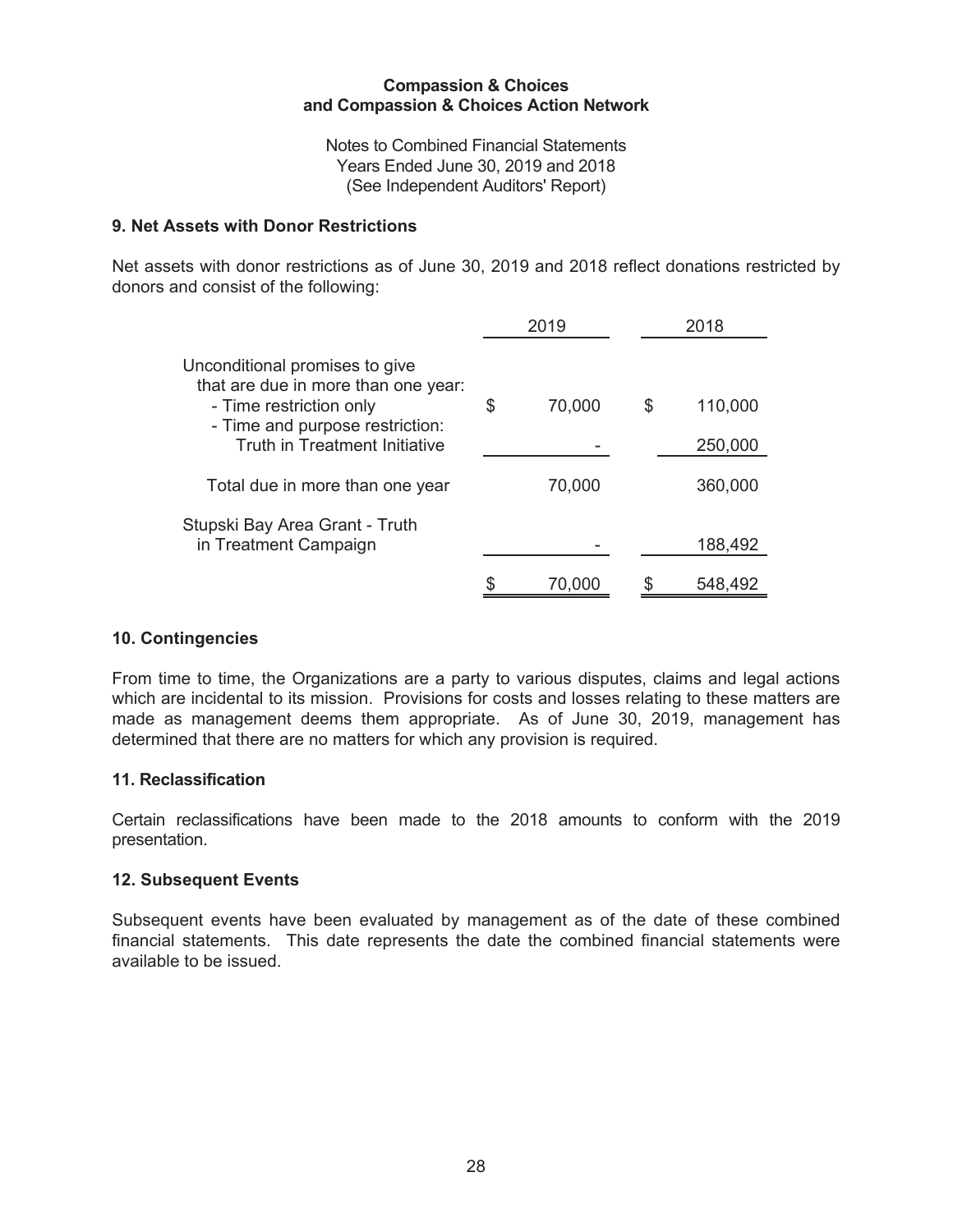**Compassion & Choices**
**and Compassion & Choices Action Network**

Notes to Combined Financial Statements
Years Ended June 30, 2019 and 2018
(See Independent Auditors' Report)

### 9. Net Assets with Donor Restrictions

Net assets with donor restrictions as of June 30, 2019 and 2018 reflect donations restricted by donors and consist of the following:

| | 2019 | 2018 |
|---|---|---|
| Unconditional promises to give that are due in more than one year: | | |
| - Time restriction only | $ 70,000 | $ 110,000 |
| - Time and purpose restriction: Truth in Treatment Initiative | - | 250,000 |
| Total due in more than one year | 70,000 | 360,000 |
| Stupski Bay Area Grant - Truth in Treatment Campaign | - | 188,492 |
| | $ 70,000 | $ 548,492 |

### 10. Contingencies

From time to time, the Organizations are a party to various disputes, claims and legal actions which are incidental to its mission. Provisions for costs and losses relating to these matters are made as management deems them appropriate. As of June 30, 2019, management has determined that there are no matters for which any provision is required.

### 11. Reclassification

Certain reclassifications have been made to the 2018 amounts to conform with the 2019 presentation.

### 12. Subsequent Events

Subsequent events have been evaluated by management as of the date of these combined financial statements. This date represents the date the combined financial statements were available to be issued.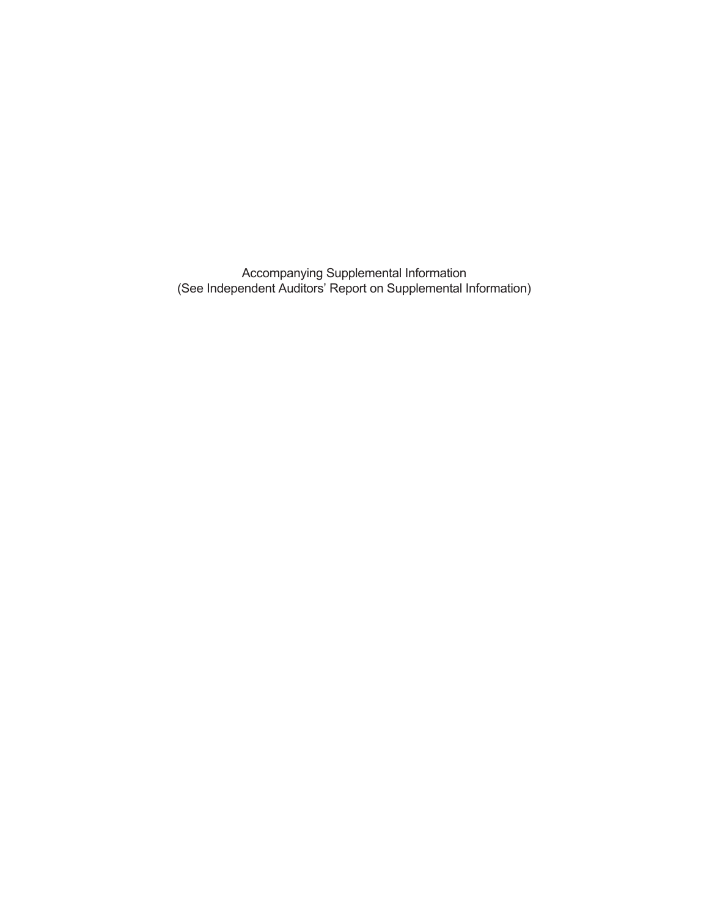Accompanying Supplemental Information
(See Independent Auditors' Report on Supplemental Information)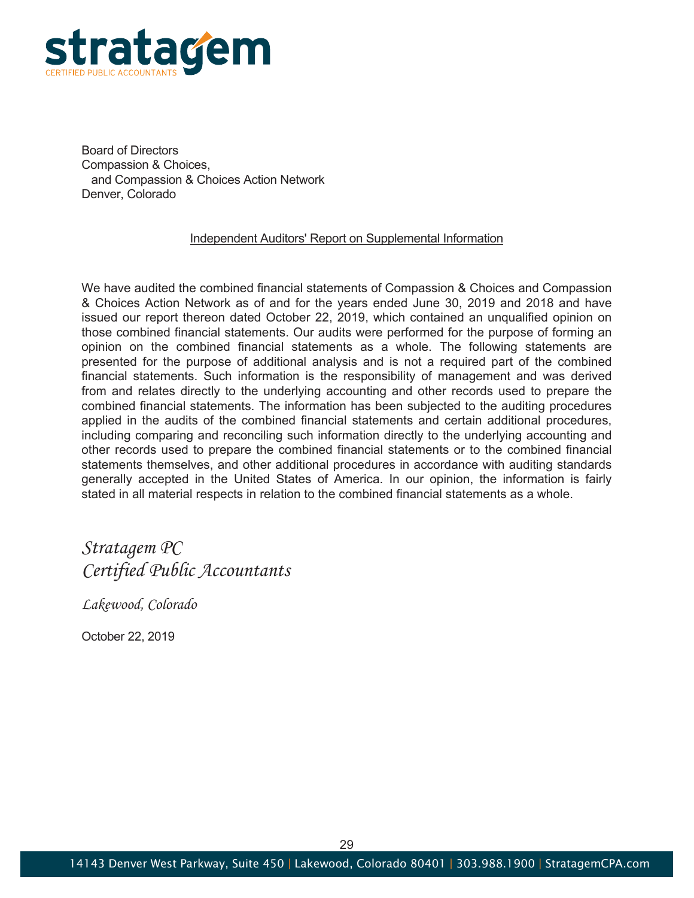**stratagem**
CERTIFIED PUBLIC ACCOUNTANTS

Board of Directors
Compassion & Choices,
and Compassion & Choices Action Network
Denver, Colorado

## Independent Auditors' Report on Supplemental Information

We have audited the combined financial statements of Compassion & Choices and Compassion & Choices Action Network as of and for the years ended June 30, 2019 and 2018 and have issued our report thereon dated October 22, 2019, which contained an unqualified opinion on those combined financial statements. Our audits were performed for the purpose of forming an opinion on the combined financial statements as a whole. The following statements are presented for the purpose of additional analysis and is not a required part of the combined financial statements. Such information is the responsibility of management and was derived from and relates directly to the underlying accounting and other records used to prepare the combined financial statements. The information has been subjected to the auditing procedures applied in the audits of the combined financial statements and certain additional procedures, including comparing and reconciling such information directly to the underlying accounting and other records used to prepare the combined financial statements or to the combined financial statements themselves, and other additional procedures in accordance with auditing standards generally accepted in the United States of America. In our opinion, the information is fairly stated in all material respects in relation to the combined financial statements as a whole.

*Stratagem PC*
*Certified Public Accountants*

*Lakewood, Colorado*

October 22, 2019

14143 Denver West Parkway, Suite 450 | Lakewood, Colorado 80401 | 303.988.1900 | StratagemCPA.com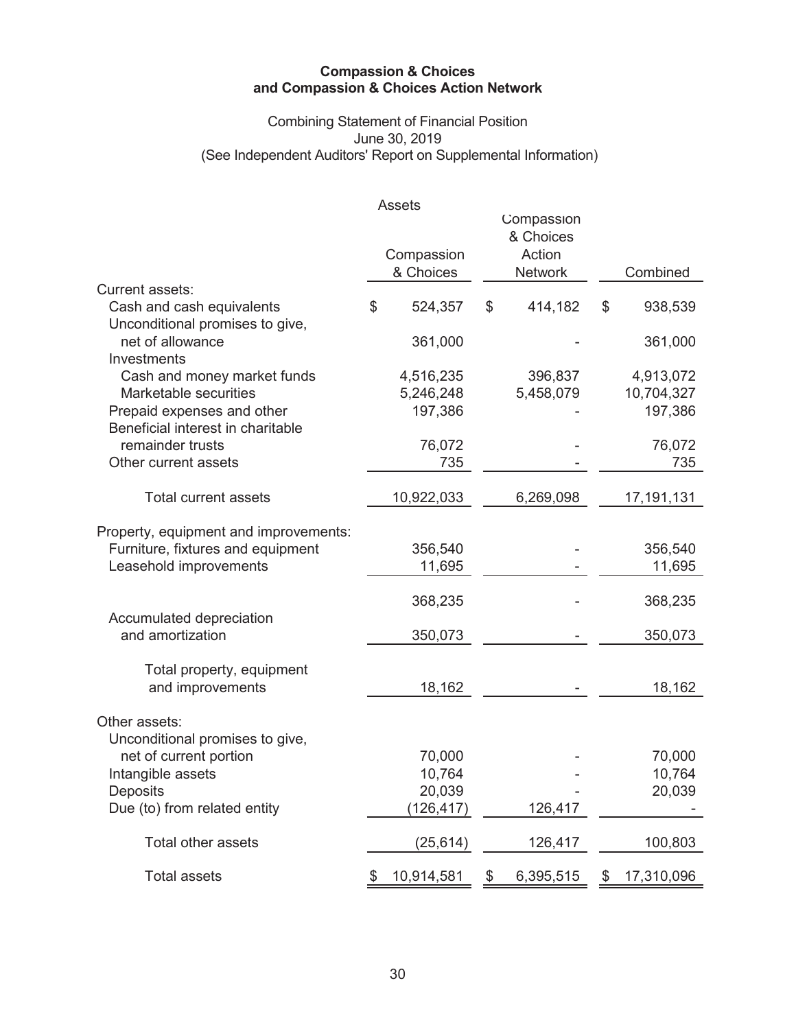**Compassion & Choices**
**and Compassion & Choices Action Network**

Combining Statement of Financial Position
June 30, 2019
(See Independent Auditors' Report on Supplemental Information)

Assets

| | Compassion & Choices | Compassion & Choices Action Network | Combined |
|---|---|---|---|
| Current assets: | | | |
| Cash and cash equivalents | $ 524,357 | $ 414,182 | $ 938,539 |
| Unconditional promises to give, net of allowance | 361,000 | - | 361,000 |
| Investments | | | |
| Cash and money market funds | 4,516,235 | 396,837 | 4,913,072 |
| Marketable securities | 5,246,248 | 5,458,079 | 10,704,327 |
| Prepaid expenses and other | 197,386 | - | 197,386 |
| Beneficial interest in charitable remainder trusts | 76,072 | - | 76,072 |
| Other current assets | 735 | - | 735 |
| Total current assets | 10,922,033 | 6,269,098 | 17,191,131 |
| Property, equipment and improvements: | | | |
| Furniture, fixtures and equipment | 356,540 | - | 356,540 |
| Leasehold improvements | 11,695 | - | 11,695 |
| | 368,235 | - | 368,235 |
| Accumulated depreciation and amortization | 350,073 | - | 350,073 |
| Total property, equipment and improvements | 18,162 | - | 18,162 |
| Other assets: | | | |
| Unconditional promises to give, net of current portion | 70,000 | - | 70,000 |
| Intangible assets | 10,764 | - | 10,764 |
| Deposits | 20,039 | - | 20,039 |
| Due (to) from related entity | (126,417) | 126,417 | - |
| Total other assets | (25,614) | 126,417 | 100,803 |
| Total assets | $ 10,914,581 | $ 6,395,515 | $ 17,310,096 |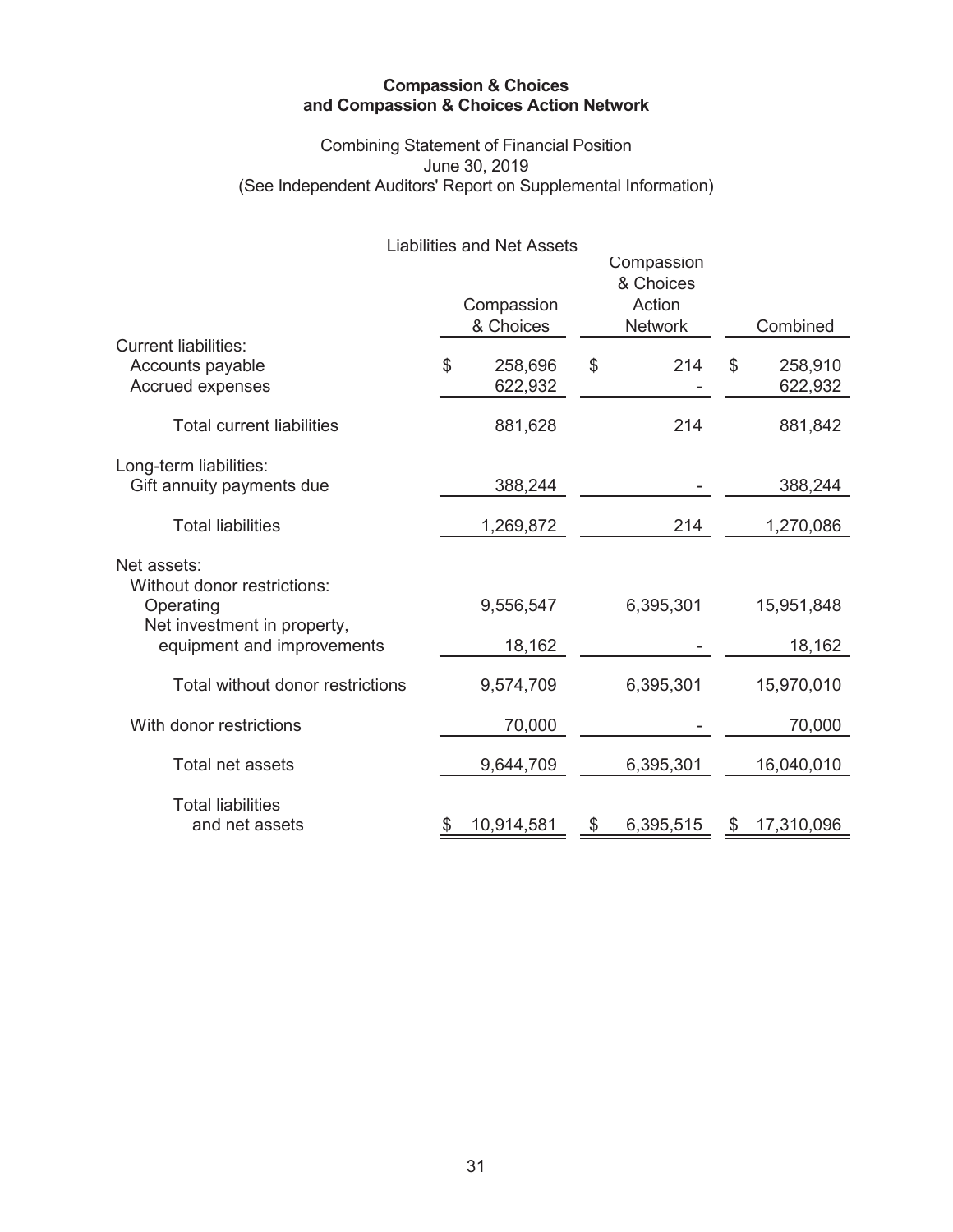**Compassion & Choices**
**and Compassion & Choices Action Network**

Combining Statement of Financial Position
June 30, 2019
(See Independent Auditors' Report on Supplemental Information)

Liabilities and Net Assets

| | Compassion & Choices | Compassion & Choices Action Network | Combined |
|---|---|---|---|
| Current liabilities: | | | |
| Accounts payable | $ 258,696 | $ 214 | $ 258,910 |
| Accrued expenses | 622,932 | - | 622,932 |
| Total current liabilities | 881,628 | 214 | 881,842 |
| Long-term liabilities: | | | |
| Gift annuity payments due | 388,244 | - | 388,244 |
| Total liabilities | 1,269,872 | 214 | 1,270,086 |
| Net assets: | | | |
| Without donor restrictions: | | | |
| Operating | 9,556,547 | 6,395,301 | 15,951,848 |
| Net investment in property, equipment and improvements | 18,162 | - | 18,162 |
| Total without donor restrictions | 9,574,709 | 6,395,301 | 15,970,010 |
| With donor restrictions | 70,000 | - | 70,000 |
| Total net assets | 9,644,709 | 6,395,301 | 16,040,010 |
| Total liabilities and net assets | $ 10,914,581 | $ 6,395,515 | $ 17,310,096 |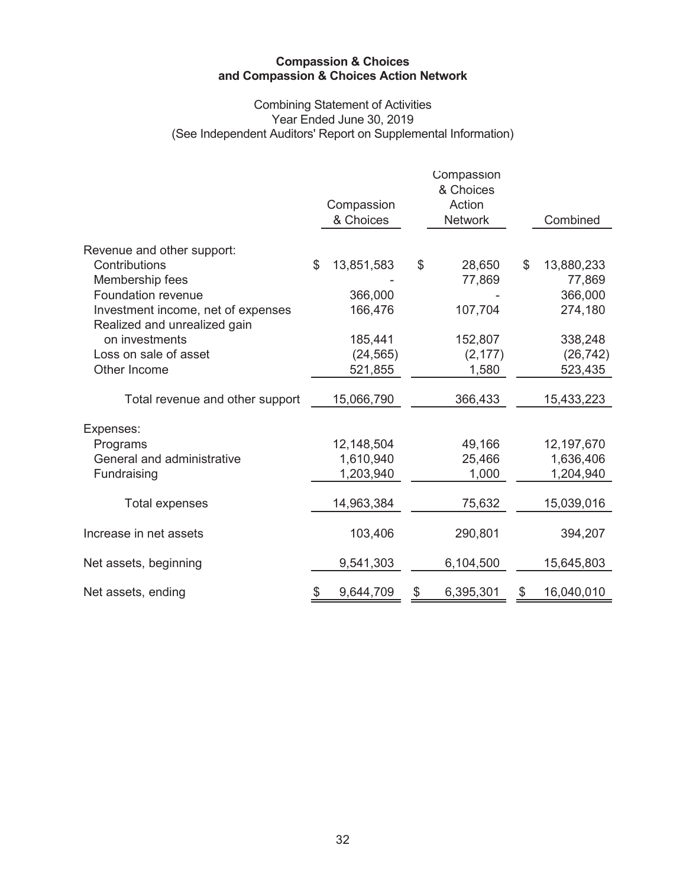**Compassion & Choices**
**and Compassion & Choices Action Network**

Combining Statement of Activities
Year Ended June 30, 2019
(See Independent Auditors' Report on Supplemental Information)

| | Compassion & Choices | Compassion & Choices Action Network | Combined |
|---|---|---|---|
| Revenue and other support: | | | |
| Contributions | $ 13,851,583 | $ 28,650 | $ 13,880,233 |
| Membership fees | - | 77,869 | 77,869 |
| Foundation revenue | 366,000 | - | 366,000 |
| Investment income, net of expenses | 166,476 | 107,704 | 274,180 |
| Realized and unrealized gain on investments | 185,441 | 152,807 | 338,248 |
| Loss on sale of asset | (24,565) | (2,177) | (26,742) |
| Other Income | 521,855 | 1,580 | 523,435 |
| Total revenue and other support | 15,066,790 | 366,433 | 15,433,223 |
| Expenses: | | | |
| Programs | 12,148,504 | 49,166 | 12,197,670 |
| General and administrative | 1,610,940 | 25,466 | 1,636,406 |
| Fundraising | 1,203,940 | 1,000 | 1,204,940 |
| Total expenses | 14,963,384 | 75,632 | 15,039,016 |
| Increase in net assets | 103,406 | 290,801 | 394,207 |
| Net assets, beginning | 9,541,303 | 6,104,500 | 15,645,803 |
| Net assets, ending | $ 9,644,709 | $ 6,395,301 | $ 16,040,010 |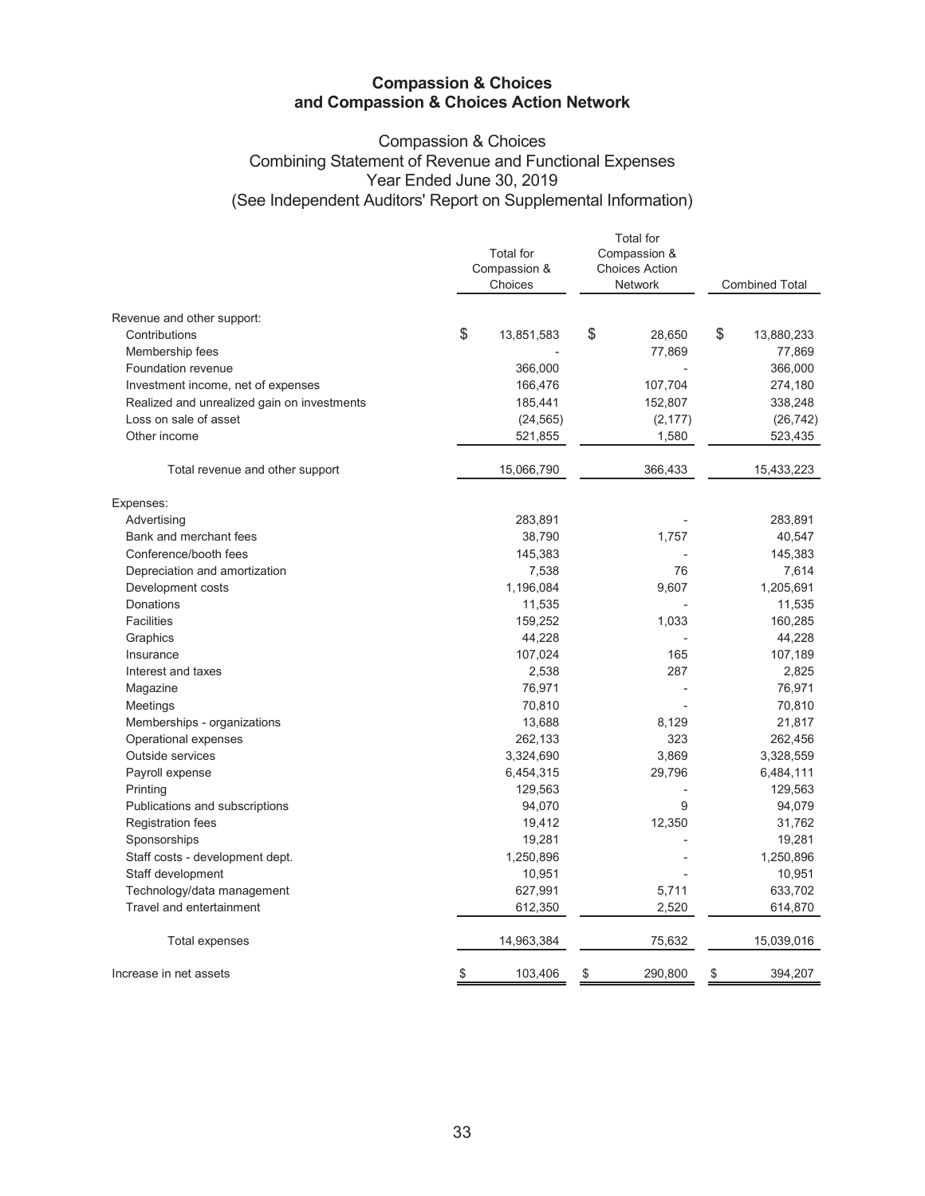# Compassion & Choices and Compassion & Choices Action Network

## Compassion & Choices
### Combining Statement of Revenue and Functional Expenses
### Year Ended June 30, 2019
### (See Independent Auditors' Report on Supplemental Information)

| | Total for Compassion & Choices | Total for Compassion & Choices Action Network | Combined Total |
|---|---|---|---|
| Revenue and other support: | | | |
| Contributions | $ 13,851,583 | $ 28,650 | $ 13,880,233 |
| Membership fees | - | 77,869 | 77,869 |
| Foundation revenue | 366,000 | - | 366,000 |
| Investment income, net of expenses | 166,476 | 107,704 | 274,180 |
| Realized and unrealized gain on investments | 185,441 | 152,807 | 338,248 |
| Loss on sale of asset | (24,565) | (2,177) | (26,742) |
| Other income | 521,855 | 1,580 | 523,435 |
| Total revenue and other support | 15,066,790 | 366,433 | 15,433,223 |
| Expenses: | | | |
| Advertising | 283,891 | - | 283,891 |
| Bank and merchant fees | 38,790 | 1,757 | 40,547 |
| Conference/booth fees | 145,383 | - | 145,383 |
| Depreciation and amortization | 7,538 | 76 | 7,614 |
| Development costs | 1,196,084 | 9,607 | 1,205,691 |
| Donations | 11,535 | - | 11,535 |
| Facilities | 159,252 | 1,033 | 160,285 |
| Graphics | 44,228 | - | 44,228 |
| Insurance | 107,024 | 165 | 107,189 |
| Interest and taxes | 2,538 | 287 | 2,825 |
| Magazine | 76,971 | - | 76,971 |
| Meetings | 70,810 | - | 70,810 |
| Memberships - organizations | 13,688 | 8,129 | 21,817 |
| Operational expenses | 262,133 | 323 | 262,456 |
| Outside services | 3,324,690 | 3,869 | 3,328,559 |
| Payroll expense | 6,454,315 | 29,796 | 6,484,111 |
| Printing | 129,563 | - | 129,563 |
| Publications and subscriptions | 94,070 | 9 | 94,079 |
| Registration fees | 19,412 | 12,350 | 31,762 |
| Sponsorships | 19,281 | - | 19,281 |
| Staff costs - development dept. | 1,250,896 | - | 1,250,896 |
| Staff development | 10,951 | - | 10,951 |
| Technology/data management | 627,991 | 5,711 | 633,702 |
| Travel and entertainment | 612,350 | 2,520 | 614,870 |
| Total expenses | 14,963,384 | 75,632 | 15,039,016 |
| Increase in net assets | $ 103,406 | $ 290,800 | $ 394,207 |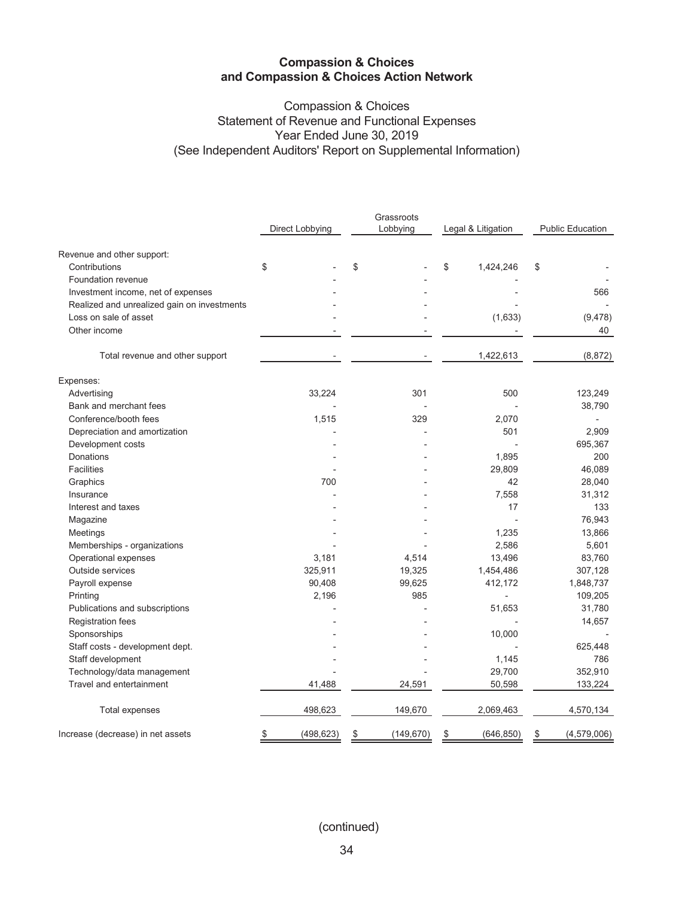# Compassion & Choices and Compassion & Choices Action Network

## Compassion & Choices
## Statement of Revenue and Functional Expenses
## Year Ended June 30, 2019
## (See Independent Auditors' Report on Supplemental Information)

| | Direct Lobbying | Grassroots Lobbying | Legal & Litigation | Public Education |
|---|---|---|---|---|
| Revenue and other support: | | | | |
| Contributions | $ - | $ - | $ 1,424,246 | $ - |
| Foundation revenue | - | - | - | - |
| Investment income, net of expenses | - | - | - | 566 |
| Realized and unrealized gain on investments | - | - | - | - |
| Loss on sale of asset | - | - | (1,633) | (9,478) |
| Other income | - | - | - | 40 |
| Total revenue and other support | - | - | 1,422,613 | (8,872) |
| Expenses: | | | | |
| Advertising | 33,224 | 301 | 500 | 123,249 |
| Bank and merchant fees | - | - | - | 38,790 |
| Conference/booth fees | 1,515 | 329 | 2,070 | - |
| Depreciation and amortization | - | - | 501 | 2,909 |
| Development costs | - | - | - | 695,367 |
| Donations | - | - | 1,895 | 200 |
| Facilities | - | - | 29,809 | 46,089 |
| Graphics | 700 | - | 42 | 28,040 |
| Insurance | - | - | 7,558 | 31,312 |
| Interest and taxes | - | - | 17 | 133 |
| Magazine | - | - | - | 76,943 |
| Meetings | - | - | 1,235 | 13,866 |
| Memberships - organizations | - | - | 2,586 | 5,601 |
| Operational expenses | 3,181 | 4,514 | 13,496 | 83,760 |
| Outside services | 325,911 | 19,325 | 1,454,486 | 307,128 |
| Payroll expense | 90,408 | 99,625 | 412,172 | 1,848,737 |
| Printing | 2,196 | 985 | - | 109,205 |
| Publications and subscriptions | - | - | 51,653 | 31,780 |
| Registration fees | - | - | - | 14,657 |
| Sponsorships | - | - | 10,000 | - |
| Staff costs - development dept. | - | - | - | 625,448 |
| Staff development | - | - | 1,145 | 786 |
| Technology/data management | - | - | 29,700 | 352,910 |
| Travel and entertainment | 41,488 | 24,591 | 50,598 | 133,224 |
| Total expenses | 498,623 | 149,670 | 2,069,463 | 4,570,134 |
| Increase (decrease) in net assets | $ (498,623) | $ (149,670) | $ (646,850) | $ (4,579,006) |

(continued)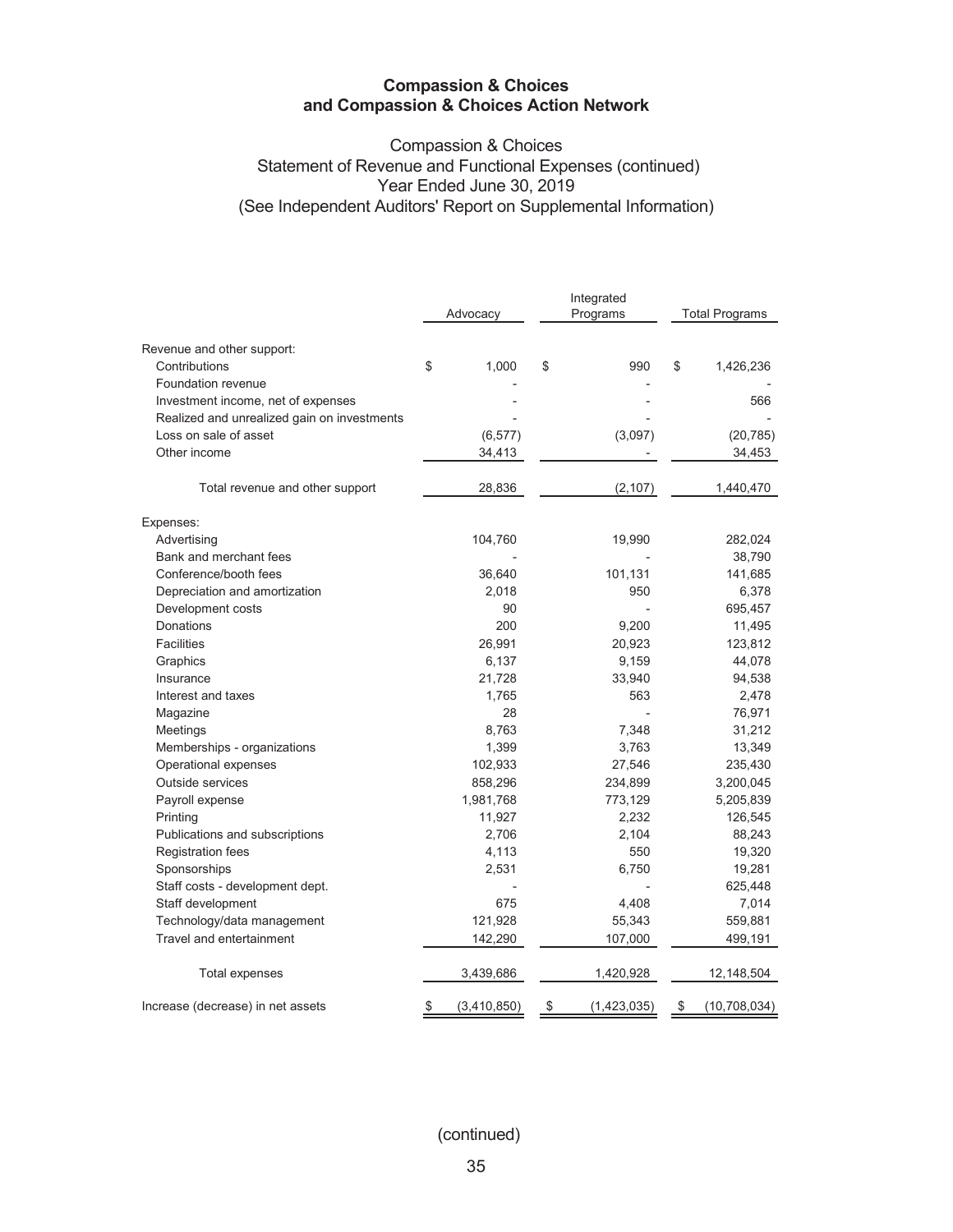**Compassion & Choices**
**and Compassion & Choices Action Network**

Compassion & Choices
Statement of Revenue and Functional Expenses (continued)
Year Ended June 30, 2019
(See Independent Auditors' Report on Supplemental Information)

| | Advocacy | Integrated Programs | Total Programs |
|---|---|---|---|
| Revenue and other support: | | | |
| Contributions | $ 1,000 | $ 990 | $ 1,426,236 |
| Foundation revenue | - | - | - |
| Investment income, net of expenses | - | - | 566 |
| Realized and unrealized gain on investments | - | - | - |
| Loss on sale of asset | (6,577) | (3,097) | (20,785) |
| Other income | 34,413 | - | 34,453 |
| Total revenue and other support | 28,836 | (2,107) | 1,440,470 |
| Expenses: | | | |
| Advertising | 104,760 | 19,990 | 282,024 |
| Bank and merchant fees | - | - | 38,790 |
| Conference/booth fees | 36,640 | 101,131 | 141,685 |
| Depreciation and amortization | 2,018 | 950 | 6,378 |
| Development costs | 90 | - | 695,457 |
| Donations | 200 | 9,200 | 11,495 |
| Facilities | 26,991 | 20,923 | 123,812 |
| Graphics | 6,137 | 9,159 | 44,078 |
| Insurance | 21,728 | 33,940 | 94,538 |
| Interest and taxes | 1,765 | 563 | 2,478 |
| Magazine | 28 | - | 76,971 |
| Meetings | 8,763 | 7,348 | 31,212 |
| Memberships - organizations | 1,399 | 3,763 | 13,349 |
| Operational expenses | 102,933 | 27,546 | 235,430 |
| Outside services | 858,296 | 234,899 | 3,200,045 |
| Payroll expense | 1,981,768 | 773,129 | 5,205,839 |
| Printing | 11,927 | 2,232 | 126,545 |
| Publications and subscriptions | 2,706 | 2,104 | 88,243 |
| Registration fees | 4,113 | 550 | 19,320 |
| Sponsorships | 2,531 | 6,750 | 19,281 |
| Staff costs - development dept. | - | - | 625,448 |
| Staff development | 675 | 4,408 | 7,014 |
| Technology/data management | 121,928 | 55,343 | 559,881 |
| Travel and entertainment | 142,290 | 107,000 | 499,191 |
| Total expenses | 3,439,686 | 1,420,928 | 12,148,504 |
| Increase (decrease) in net assets | $ (3,410,850) | $ (1,423,035) | $ (10,708,034) |

(continued)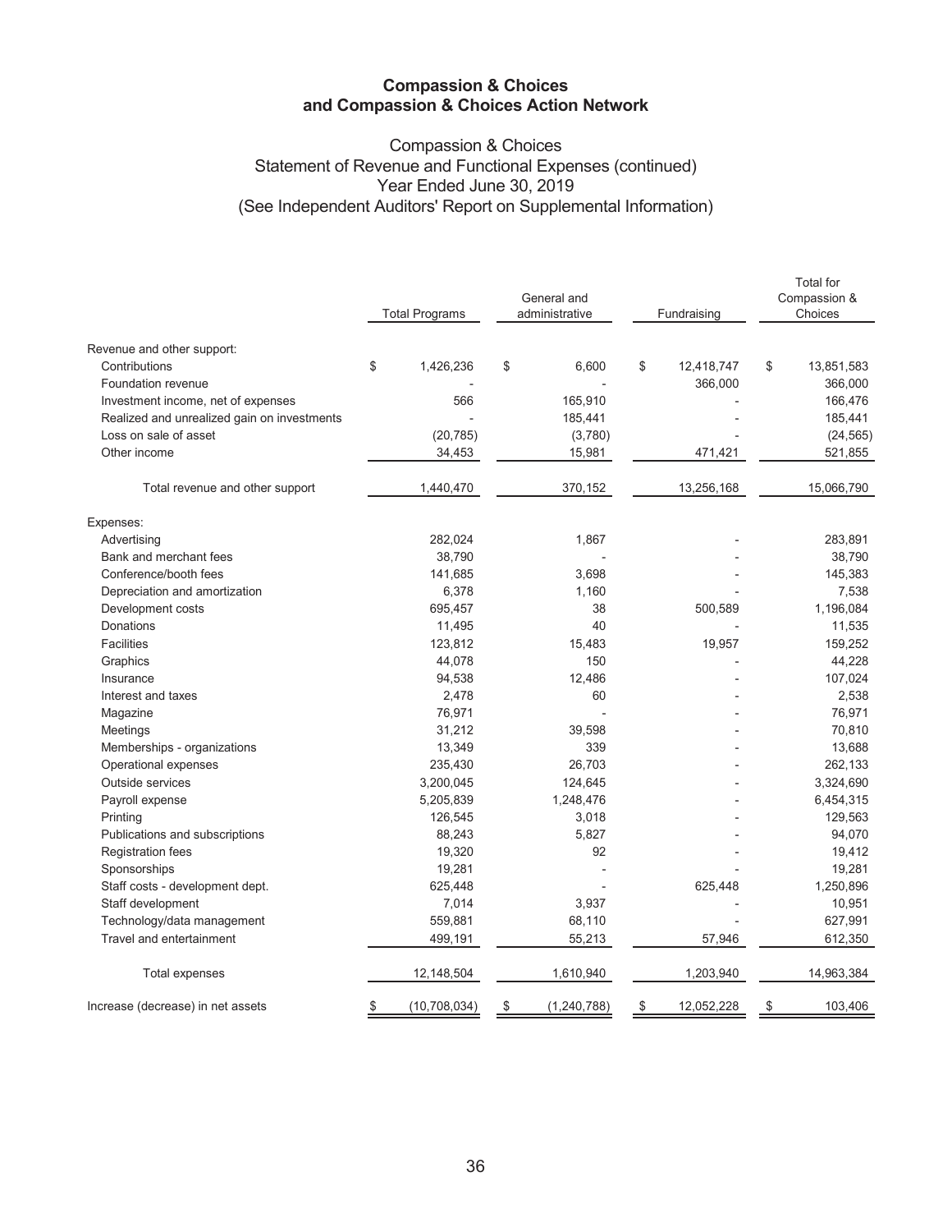# Compassion & Choices and Compassion & Choices Action Network

## Compassion & Choices
## Statement of Revenue and Functional Expenses (continued)
## Year Ended June 30, 2019
## (See Independent Auditors' Report on Supplemental Information)

| | Total Programs | General and administrative | Fundraising | Total for Compassion & Choices |
|---|---|---|---|---|
| Revenue and other support: | | | | |
| Contributions | $ 1,426,236 | $ 6,600 | $ 12,418,747 | $ 13,851,583 |
| Foundation revenue | - | - | 366,000 | 366,000 |
| Investment income, net of expenses | 566 | 165,910 | - | 166,476 |
| Realized and unrealized gain on investments | - | 185,441 | - | 185,441 |
| Loss on sale of asset | (20,785) | (3,780) | - | (24,565) |
| Other income | 34,453 | 15,981 | 471,421 | 521,855 |
| Total revenue and other support | 1,440,470 | 370,152 | 13,256,168 | 15,066,790 |
| Expenses: | | | | |
| Advertising | 282,024 | 1,867 | - | 283,891 |
| Bank and merchant fees | 38,790 | - | - | 38,790 |
| Conference/booth fees | 141,685 | 3,698 | - | 145,383 |
| Depreciation and amortization | 6,378 | 1,160 | - | 7,538 |
| Development costs | 695,457 | 38 | 500,589 | 1,196,084 |
| Donations | 11,495 | 40 | - | 11,535 |
| Facilities | 123,812 | 15,483 | 19,957 | 159,252 |
| Graphics | 44,078 | 150 | - | 44,228 |
| Insurance | 94,538 | 12,486 | - | 107,024 |
| Interest and taxes | 2,478 | 60 | - | 2,538 |
| Magazine | 76,971 | - | - | 76,971 |
| Meetings | 31,212 | 39,598 | - | 70,810 |
| Memberships - organizations | 13,349 | 339 | - | 13,688 |
| Operational expenses | 235,430 | 26,703 | - | 262,133 |
| Outside services | 3,200,045 | 124,645 | - | 3,324,690 |
| Payroll expense | 5,205,839 | 1,248,476 | - | 6,454,315 |
| Printing | 126,545 | 3,018 | - | 129,563 |
| Publications and subscriptions | 88,243 | 5,827 | - | 94,070 |
| Registration fees | 19,320 | 92 | - | 19,412 |
| Sponsorships | 19,281 | - | - | 19,281 |
| Staff costs - development dept. | 625,448 | - | 625,448 | 1,250,896 |
| Staff development | 7,014 | 3,937 | - | 10,951 |
| Technology/data management | 559,881 | 68,110 | - | 627,991 |
| Travel and entertainment | 499,191 | 55,213 | 57,946 | 612,350 |
| Total expenses | 12,148,504 | 1,610,940 | 1,203,940 | 14,963,384 |
| Increase (decrease) in net assets | $ (10,708,034) | $ (1,240,788) | $ 12,052,228 | $ 103,406 |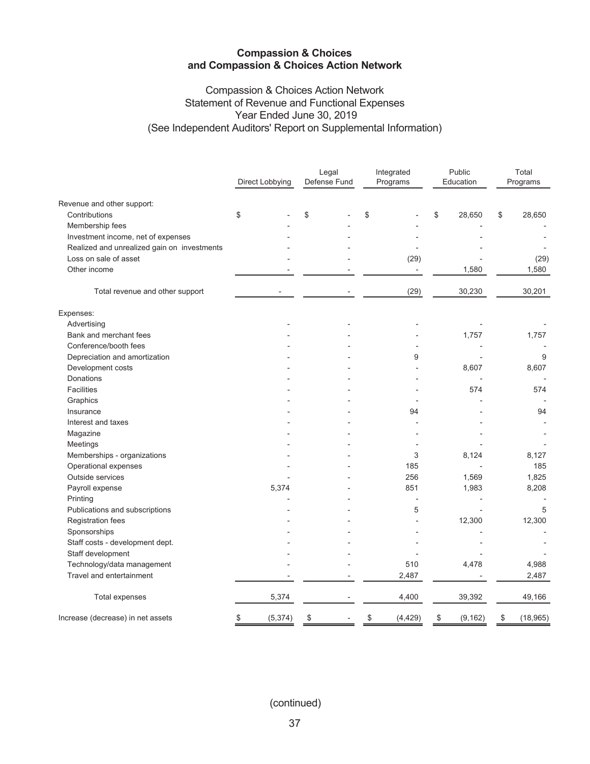## Compassion & Choices and Compassion & Choices Action Network

### Compassion & Choices Action Network
### Statement of Revenue and Functional Expenses
### Year Ended June 30, 2019
### (See Independent Auditors' Report on Supplemental Information)

| | Direct Lobbying | Legal Defense Fund | Integrated Programs | Public Education | Total Programs |
|---|---|---|---|---|---|
| Revenue and other support: | | | | | |
| Contributions | $ - | $ - | $ - | $ 28,650 | $ 28,650 |
| Membership fees | - | - | - | - | - |
| Investment income, net of expenses | - | - | - | - | - |
| Realized and unrealized gain on investments | - | - | - | - | - |
| Loss on sale of asset | - | - | (29) | - | (29) |
| Other income | - | - | - | 1,580 | 1,580 |
| Total revenue and other support | - | - | (29) | 30,230 | 30,201 |
| Expenses: | | | | | |
| Advertising | - | - | - | - | - |
| Bank and merchant fees | - | - | - | 1,757 | 1,757 |
| Conference/booth fees | - | - | - | - | - |
| Depreciation and amortization | - | - | 9 | - | 9 |
| Development costs | - | - | - | 8,607 | 8,607 |
| Donations | - | - | - | - | - |
| Facilities | - | - | - | 574 | 574 |
| Graphics | - | - | - | - | - |
| Insurance | - | - | 94 | - | 94 |
| Interest and taxes | - | - | - | - | - |
| Magazine | - | - | - | - | - |
| Meetings | - | - | - | - | - |
| Memberships - organizations | - | - | 3 | 8,124 | 8,127 |
| Operational expenses | - | - | 185 | - | 185 |
| Outside services | - | - | 256 | 1,569 | 1,825 |
| Payroll expense | 5,374 | - | 851 | 1,983 | 8,208 |
| Printing | - | - | - | - | - |
| Publications and subscriptions | - | - | 5 | - | 5 |
| Registration fees | - | - | - | 12,300 | 12,300 |
| Sponsorships | - | - | - | - | - |
| Staff costs - development dept. | - | - | - | - | - |
| Staff development | - | - | - | - | - |
| Technology/data management | - | - | 510 | 4,478 | 4,988 |
| Travel and entertainment | - | - | 2,487 | - | 2,487 |
| Total expenses | 5,374 | - | 4,400 | 39,392 | 49,166 |
| Increase (decrease) in net assets | $ (5,374) | $ - | $ (4,429) | $ (9,162) | $ (18,965) |

(continued)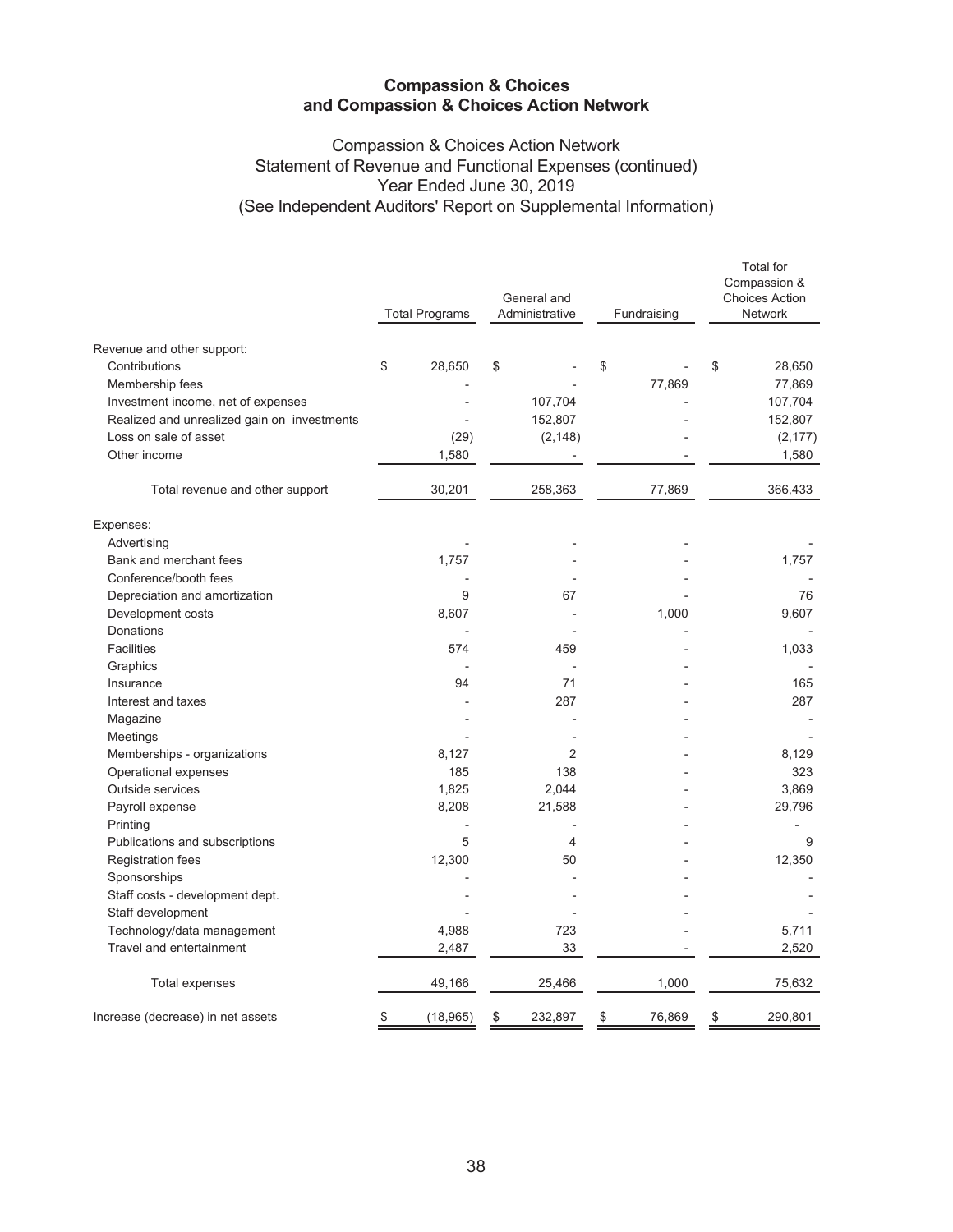# Compassion & Choices
# and Compassion & Choices Action Network

## Compassion & Choices Action Network
## Statement of Revenue and Functional Expenses (continued)
## Year Ended June 30, 2019
## (See Independent Auditors' Report on Supplemental Information)

| | Total Programs | General and Administrative | Fundraising | Total for Compassion & Choices Action Network |
|---|---|---|---|---|
| Revenue and other support: | | | | |
| Contributions | $ 28,650 | $ - | $ - | $ 28,650 |
| Membership fees | - | - | 77,869 | 77,869 |
| Investment income, net of expenses | - | 107,704 | - | 107,704 |
| Realized and unrealized gain on investments | - | 152,807 | - | 152,807 |
| Loss on sale of asset | (29) | (2,148) | - | (2,177) |
| Other income | 1,580 | - | - | 1,580 |
| Total revenue and other support | 30,201 | 258,363 | 77,869 | 366,433 |
| Expenses: | | | | |
| Advertising | - | - | - | - |
| Bank and merchant fees | 1,757 | - | - | 1,757 |
| Conference/booth fees | - | - | - | - |
| Depreciation and amortization | 9 | 67 | - | 76 |
| Development costs | 8,607 | - | 1,000 | 9,607 |
| Donations | - | - | - | - |
| Facilities | 574 | 459 | - | 1,033 |
| Graphics | - | - | - | - |
| Insurance | 94 | 71 | - | 165 |
| Interest and taxes | - | 287 | - | 287 |
| Magazine | - | - | - | - |
| Meetings | - | - | - | - |
| Memberships - organizations | 8,127 | 2 | - | 8,129 |
| Operational expenses | 185 | 138 | - | 323 |
| Outside services | 1,825 | 2,044 | - | 3,869 |
| Payroll expense | 8,208 | 21,588 | - | 29,796 |
| Printing | - | - | - | - |
| Publications and subscriptions | 5 | 4 | - | 9 |
| Registration fees | 12,300 | 50 | - | 12,350 |
| Sponsorships | - | - | - | - |
| Staff costs - development dept. | - | - | - | - |
| Staff development | - | - | - | - |
| Technology/data management | 4,988 | 723 | - | 5,711 |
| Travel and entertainment | 2,487 | 33 | - | 2,520 |
| Total expenses | 49,166 | 25,466 | 1,000 | 75,632 |
| Increase (decrease) in net assets | $ (18,965) | $ 232,897 | $ 76,869 | $ 290,801 |